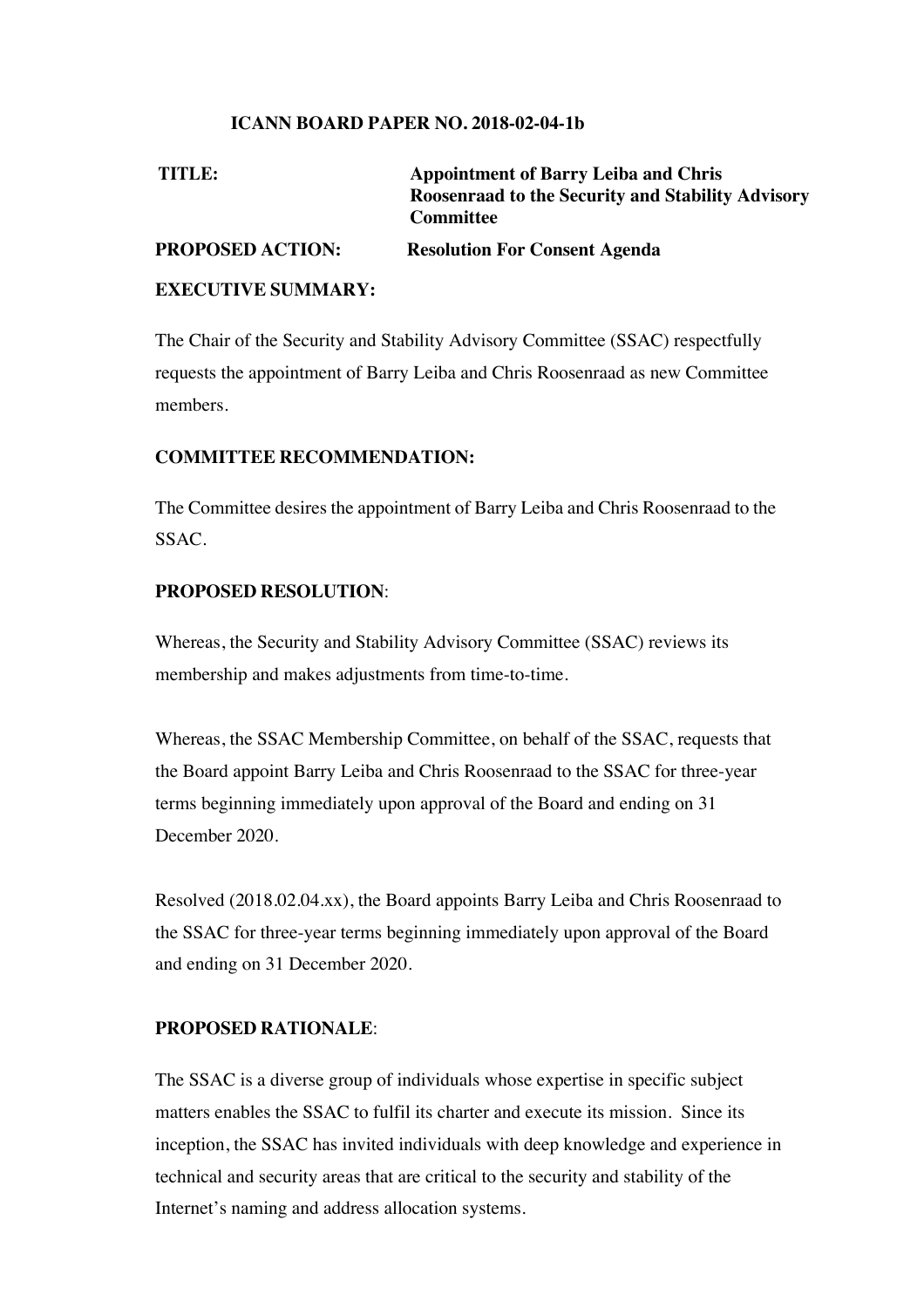**ICANN BOARD PAPER NO. 2018-02-04-1b**

**TITLE:** **Appointment of Barry Leiba and Chris Roosenraad to the Security and Stability Advisory Committee**

**PROPOSED ACTION:** **Resolution For Consent Agenda**

**EXECUTIVE SUMMARY:**

The Chair of the Security and Stability Advisory Committee (SSAC) respectfully requests the appointment of Barry Leiba and Chris Roosenraad as new Committee members.

**COMMITTEE RECOMMENDATION:**

The Committee desires the appointment of Barry Leiba and Chris Roosenraad to the SSAC.

**PROPOSED RESOLUTION**:

Whereas, the Security and Stability Advisory Committee (SSAC) reviews its membership and makes adjustments from time-to-time.

Whereas, the SSAC Membership Committee, on behalf of the SSAC, requests that the Board appoint Barry Leiba and Chris Roosenraad to the SSAC for three-year terms beginning immediately upon approval of the Board and ending on 31 December 2020.

Resolved (2018.02.04.xx), the Board appoints Barry Leiba and Chris Roosenraad to the SSAC for three-year terms beginning immediately upon approval of the Board and ending on 31 December 2020.

**PROPOSED RATIONALE**:

The SSAC is a diverse group of individuals whose expertise in specific subject matters enables the SSAC to fulfil its charter and execute its mission. Since its inception, the SSAC has invited individuals with deep knowledge and experience in technical and security areas that are critical to the security and stability of the Internet's naming and address allocation systems.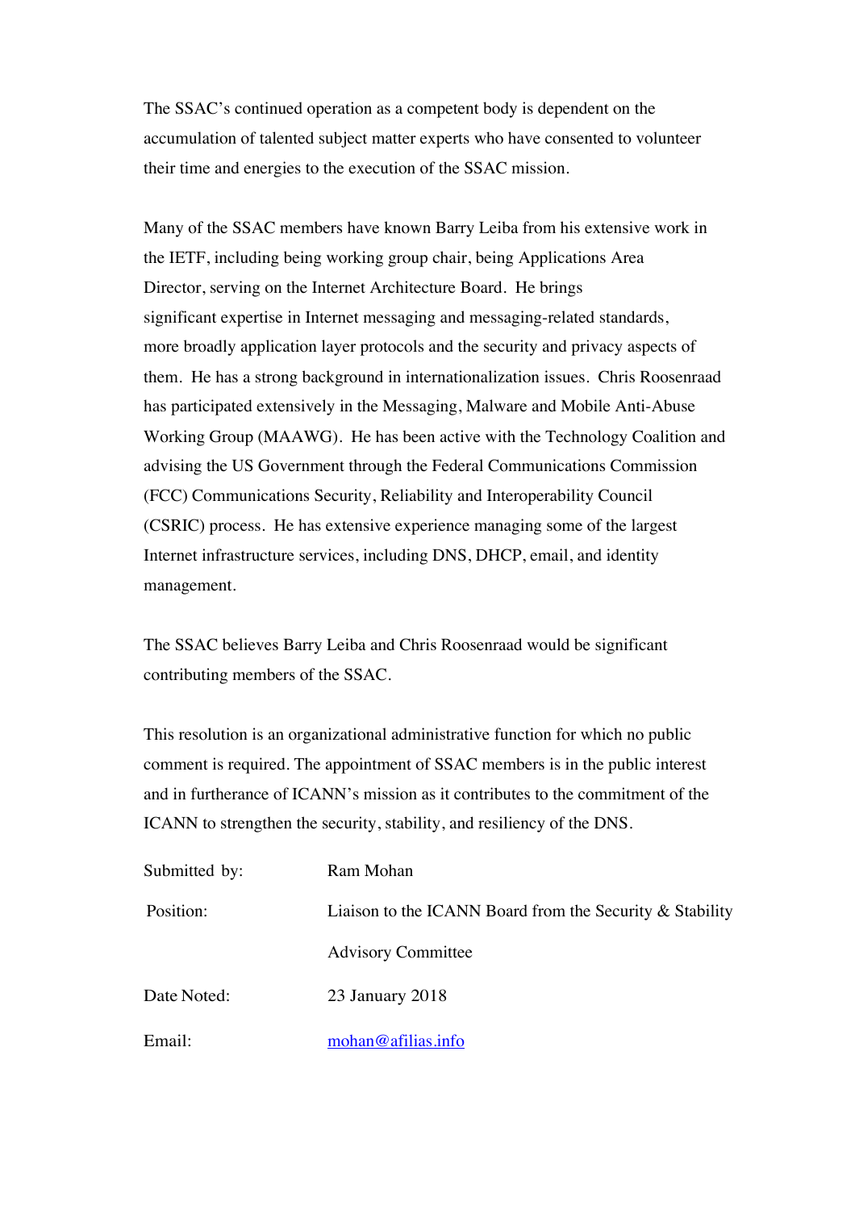The SSAC's continued operation as a competent body is dependent on the accumulation of talented subject matter experts who have consented to volunteer their time and energies to the execution of the SSAC mission.

Many of the SSAC members have known Barry Leiba from his extensive work in the IETF, including being working group chair, being Applications Area Director, serving on the Internet Architecture Board. He brings significant expertise in Internet messaging and messaging-related standards, more broadly application layer protocols and the security and privacy aspects of them. He has a strong background in internationalization issues. Chris Roosenraad has participated extensively in the Messaging, Malware and Mobile Anti-Abuse Working Group (MAAWG). He has been active with the Technology Coalition and advising the US Government through the Federal Communications Commission (FCC) Communications Security, Reliability and Interoperability Council (CSRIC) process. He has extensive experience managing some of the largest Internet infrastructure services, including DNS, DHCP, email, and identity management.

The SSAC believes Barry Leiba and Chris Roosenraad would be significant contributing members of the SSAC.

This resolution is an organizational administrative function for which no public comment is required. The appointment of SSAC members is in the public interest and in furtherance of ICANN's mission as it contributes to the commitment of the ICANN to strengthen the security, stability, and resiliency of the DNS.

| | |
|---|---|
| Submitted by: | Ram Mohan |
| Position: | Liaison to the ICANN Board from the Security & Stability Advisory Committee |
| Date Noted: | 23 January 2018 |
| Email: | mohan@afilias.info |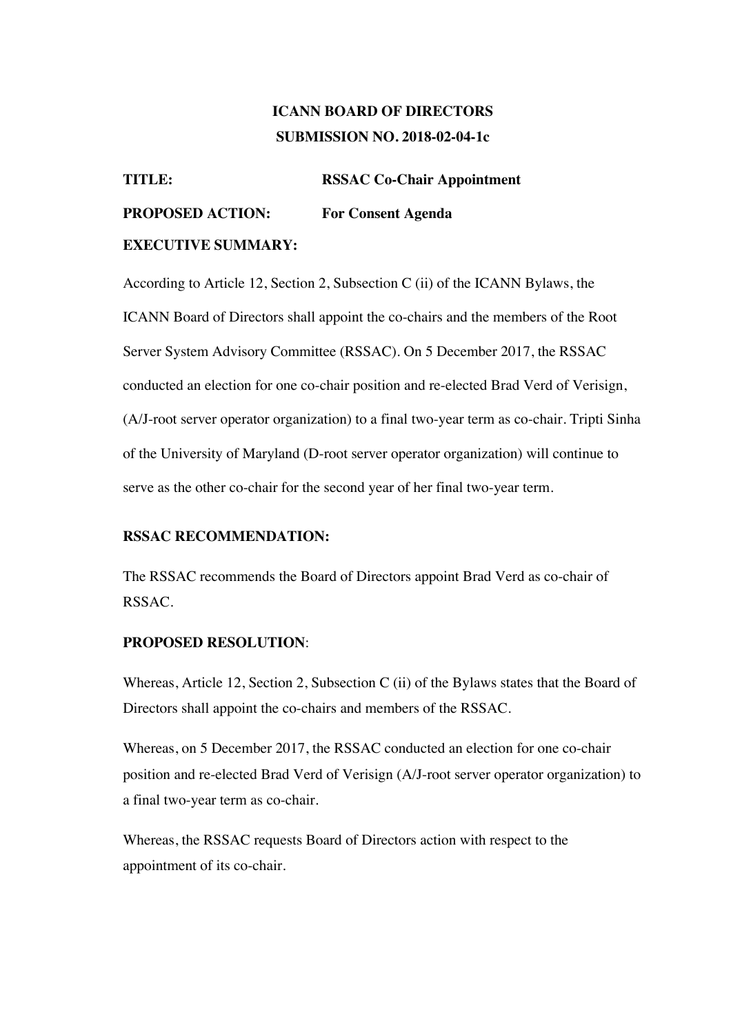**ICANN BOARD OF DIRECTORS**
**SUBMISSION NO. 2018-02-04-1c**

**TITLE:** **RSSAC Co-Chair Appointment**

**PROPOSED ACTION:** **For Consent Agenda**

**EXECUTIVE SUMMARY:**

According to Article 12, Section 2, Subsection C (ii) of the ICANN Bylaws, the ICANN Board of Directors shall appoint the co-chairs and the members of the Root Server System Advisory Committee (RSSAC). On 5 December 2017, the RSSAC conducted an election for one co-chair position and re-elected Brad Verd of Verisign, (A/J-root server operator organization) to a final two-year term as co-chair. Tripti Sinha of the University of Maryland (D-root server operator organization) will continue to serve as the other co-chair for the second year of her final two-year term.

**RSSAC RECOMMENDATION:**

The RSSAC recommends the Board of Directors appoint Brad Verd as co-chair of RSSAC.

**PROPOSED RESOLUTION**:

Whereas, Article 12, Section 2, Subsection C (ii) of the Bylaws states that the Board of Directors shall appoint the co-chairs and members of the RSSAC.

Whereas, on 5 December 2017, the RSSAC conducted an election for one co-chair position and re-elected Brad Verd of Verisign (A/J-root server operator organization) to a final two-year term as co-chair.

Whereas, the RSSAC requests Board of Directors action with respect to the appointment of its co-chair.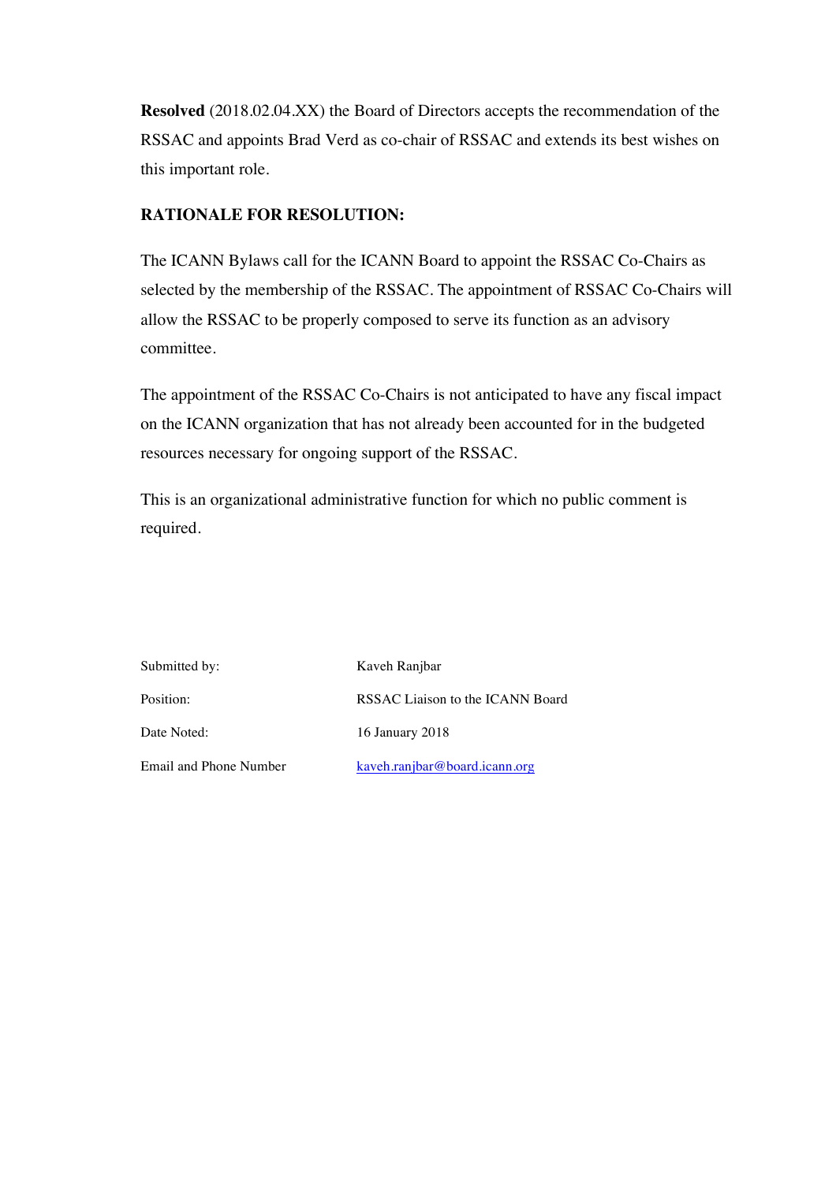**Resolved** (2018.02.04.XX) the Board of Directors accepts the recommendation of the RSSAC and appoints Brad Verd as co-chair of RSSAC and extends its best wishes on this important role.

**RATIONALE FOR RESOLUTION:**

The ICANN Bylaws call for the ICANN Board to appoint the RSSAC Co-Chairs as selected by the membership of the RSSAC. The appointment of RSSAC Co-Chairs will allow the RSSAC to be properly composed to serve its function as an advisory committee.

The appointment of the RSSAC Co-Chairs is not anticipated to have any fiscal impact on the ICANN organization that has not already been accounted for in the budgeted resources necessary for ongoing support of the RSSAC.

This is an organizational administrative function for which no public comment is required.

| | |
|---|---|
| Submitted by: | Kaveh Ranjbar |
| Position: | RSSAC Liaison to the ICANN Board |
| Date Noted: | 16 January 2018 |
| Email and Phone Number | kaveh.ranjbar@board.icann.org |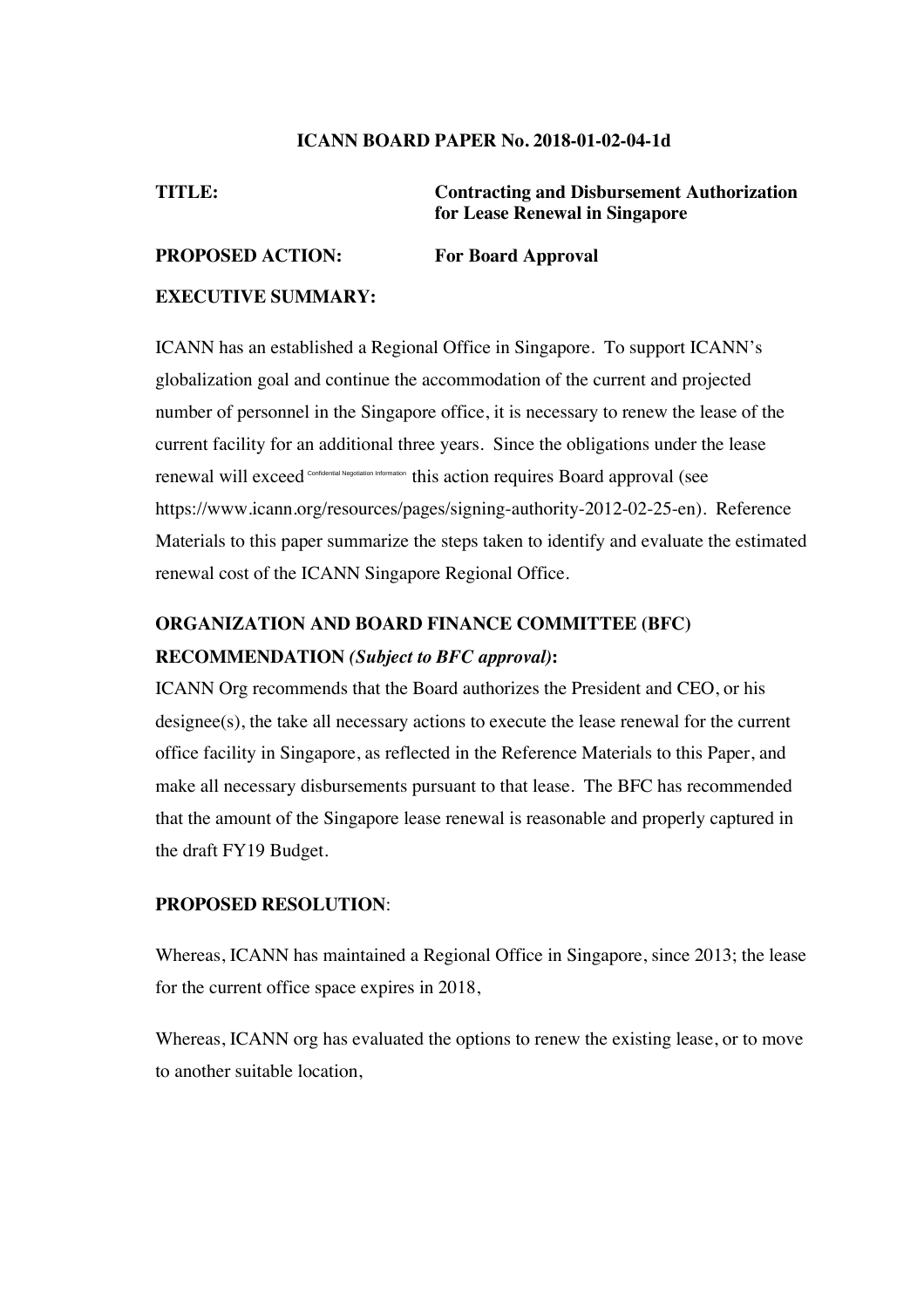**ICANN BOARD PAPER No. 2018-01-02-04-1d**

**TITLE:** **Contracting and Disbursement Authorization for Lease Renewal in Singapore**

**PROPOSED ACTION:** **For Board Approval**

**EXECUTIVE SUMMARY:**

ICANN has an established a Regional Office in Singapore. To support ICANN's globalization goal and continue the accommodation of the current and projected number of personnel in the Singapore office, it is necessary to renew the lease of the current facility for an additional three years. Since the obligations under the lease renewal will exceed Confidential Negotiation Information this action requires Board approval (see https://www.icann.org/resources/pages/signing-authority-2012-02-25-en). Reference Materials to this paper summarize the steps taken to identify and evaluate the estimated renewal cost of the ICANN Singapore Regional Office.

**ORGANIZATION AND BOARD FINANCE COMMITTEE (BFC) RECOMMENDATION** ***(Subject to BFC approval)*****:**

ICANN Org recommends that the Board authorizes the President and CEO, or his designee(s), the take all necessary actions to execute the lease renewal for the current office facility in Singapore, as reflected in the Reference Materials to this Paper, and make all necessary disbursements pursuant to that lease. The BFC has recommended that the amount of the Singapore lease renewal is reasonable and properly captured in the draft FY19 Budget.

**PROPOSED RESOLUTION**:

Whereas, ICANN has maintained a Regional Office in Singapore, since 2013; the lease for the current office space expires in 2018,

Whereas, ICANN org has evaluated the options to renew the existing lease, or to move to another suitable location,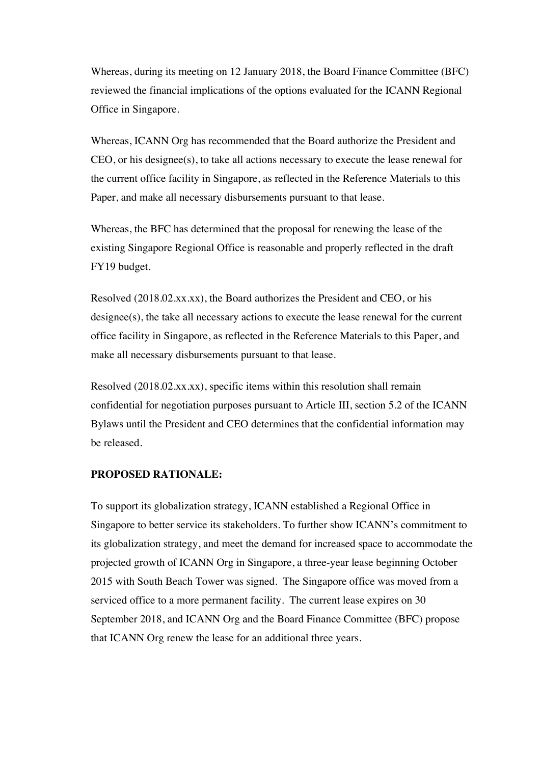Whereas, during its meeting on 12 January 2018, the Board Finance Committee (BFC) reviewed the financial implications of the options evaluated for the ICANN Regional Office in Singapore.

Whereas, ICANN Org has recommended that the Board authorize the President and CEO, or his designee(s), to take all actions necessary to execute the lease renewal for the current office facility in Singapore, as reflected in the Reference Materials to this Paper, and make all necessary disbursements pursuant to that lease.

Whereas, the BFC has determined that the proposal for renewing the lease of the existing Singapore Regional Office is reasonable and properly reflected in the draft FY19 budget.

Resolved (2018.02.xx.xx), the Board authorizes the President and CEO, or his designee(s), the take all necessary actions to execute the lease renewal for the current office facility in Singapore, as reflected in the Reference Materials to this Paper, and make all necessary disbursements pursuant to that lease.

Resolved (2018.02.xx.xx), specific items within this resolution shall remain confidential for negotiation purposes pursuant to Article III, section 5.2 of the ICANN Bylaws until the President and CEO determines that the confidential information may be released.

**PROPOSED RATIONALE:**

To support its globalization strategy, ICANN established a Regional Office in Singapore to better service its stakeholders. To further show ICANN's commitment to its globalization strategy, and meet the demand for increased space to accommodate the projected growth of ICANN Org in Singapore, a three-year lease beginning October 2015 with South Beach Tower was signed. The Singapore office was moved from a serviced office to a more permanent facility. The current lease expires on 30 September 2018, and ICANN Org and the Board Finance Committee (BFC) propose that ICANN Org renew the lease for an additional three years.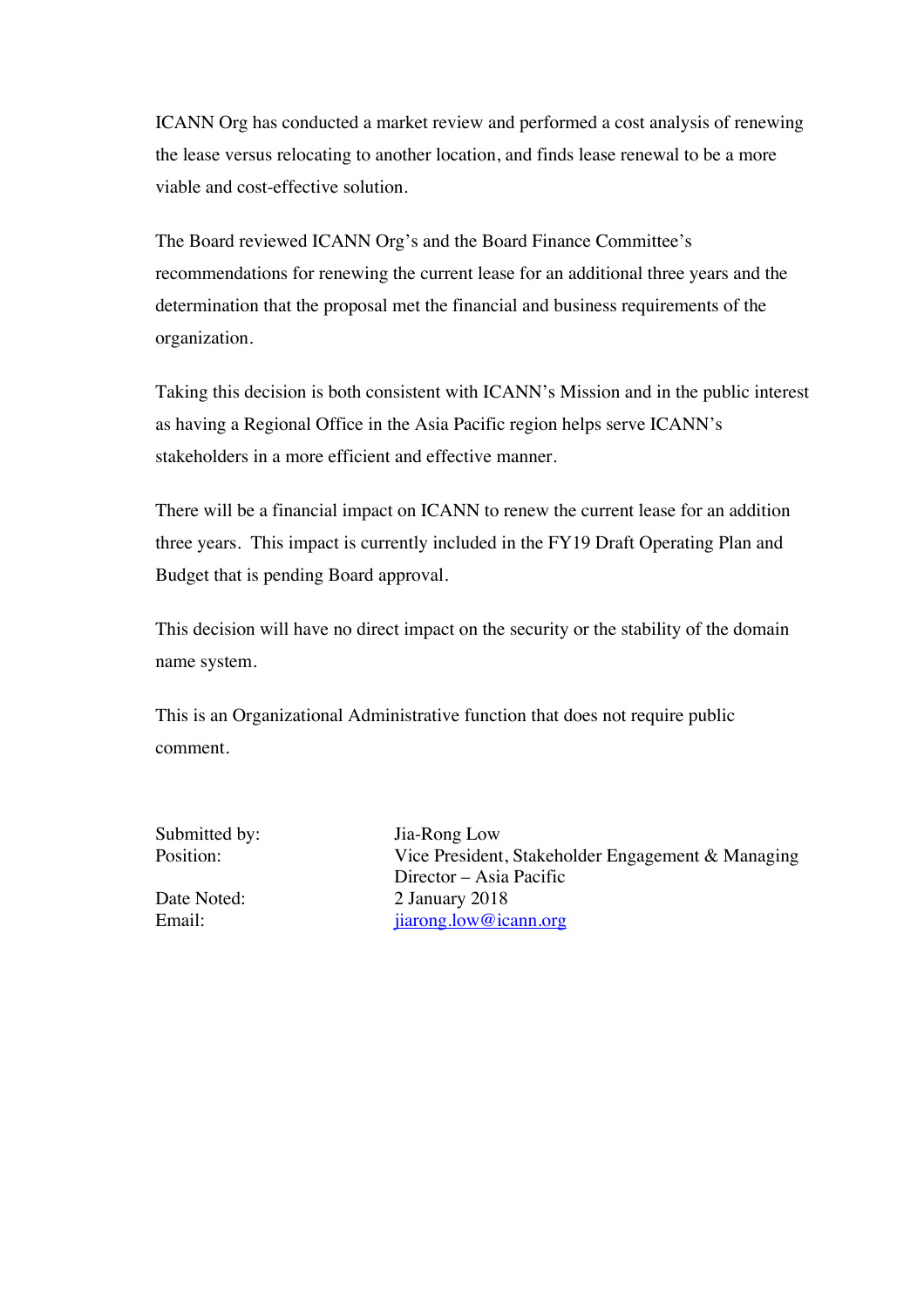ICANN Org has conducted a market review and performed a cost analysis of renewing the lease versus relocating to another location, and finds lease renewal to be a more viable and cost-effective solution.

The Board reviewed ICANN Org's and the Board Finance Committee's recommendations for renewing the current lease for an additional three years and the determination that the proposal met the financial and business requirements of the organization.

Taking this decision is both consistent with ICANN's Mission and in the public interest as having a Regional Office in the Asia Pacific region helps serve ICANN's stakeholders in a more efficient and effective manner.

There will be a financial impact on ICANN to renew the current lease for an addition three years. This impact is currently included in the FY19 Draft Operating Plan and Budget that is pending Board approval.

This decision will have no direct impact on the security or the stability of the domain name system.

This is an Organizational Administrative function that does not require public comment.

| | |
|---|---|
| Submitted by: | Jia-Rong Low |
| Position: | Vice President, Stakeholder Engagement & Managing Director – Asia Pacific |
| Date Noted: | 2 January 2018 |
| Email: | jiarong.low@icann.org |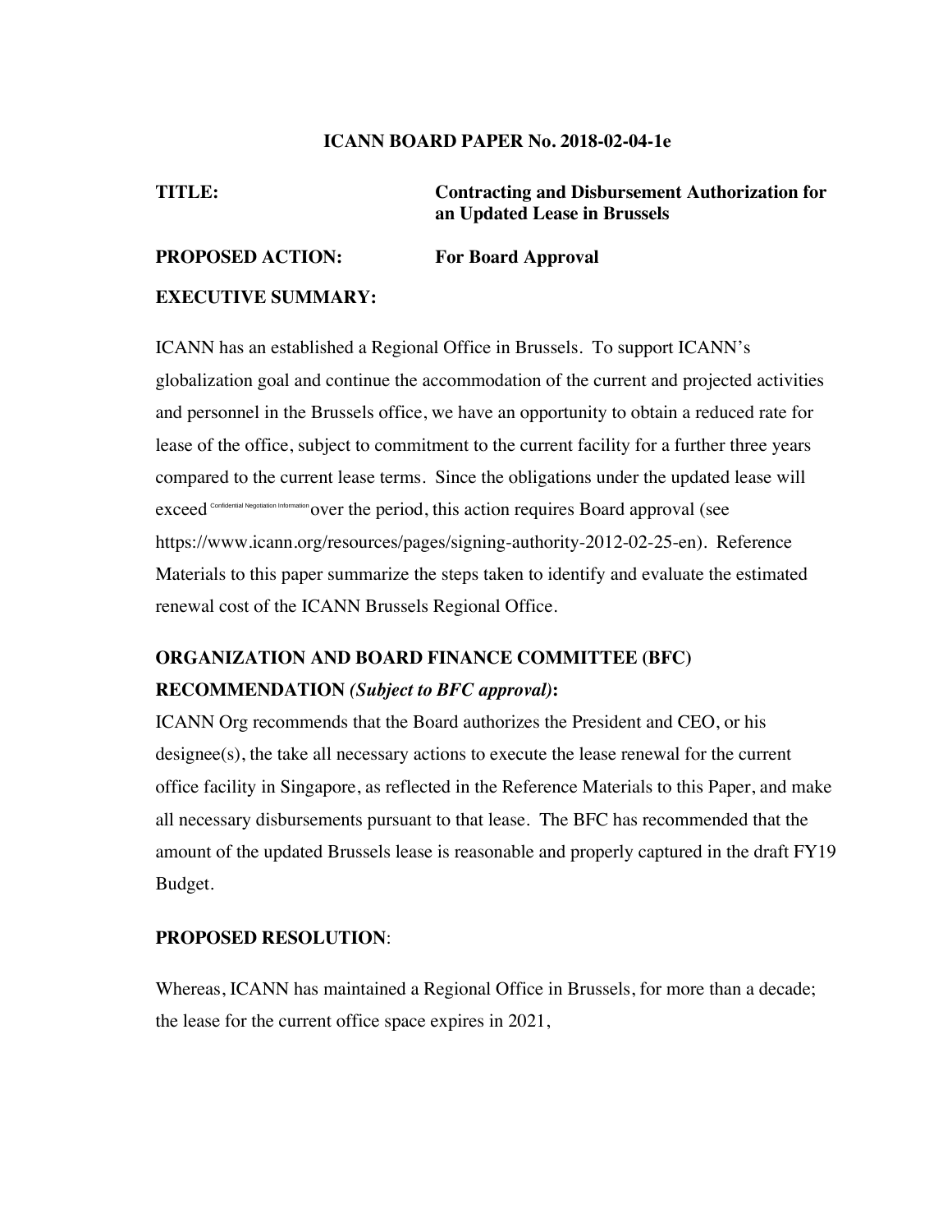**ICANN BOARD PAPER No. 2018-02-04-1e**

**TITLE:** **Contracting and Disbursement Authorization for an Updated Lease in Brussels**

**PROPOSED ACTION:** **For Board Approval**

**EXECUTIVE SUMMARY:**

ICANN has an established a Regional Office in Brussels. To support ICANN's globalization goal and continue the accommodation of the current and projected activities and personnel in the Brussels office, we have an opportunity to obtain a reduced rate for lease of the office, subject to commitment to the current facility for a further three years compared to the current lease terms. Since the obligations under the updated lease will exceed Confidential Negotiation Information over the period, this action requires Board approval (see https://www.icann.org/resources/pages/signing-authority-2012-02-25-en). Reference Materials to this paper summarize the steps taken to identify and evaluate the estimated renewal cost of the ICANN Brussels Regional Office.

**ORGANIZATION AND BOARD FINANCE COMMITTEE (BFC) RECOMMENDATION** ***(Subject to BFC approval)*****:**

ICANN Org recommends that the Board authorizes the President and CEO, or his designee(s), the take all necessary actions to execute the lease renewal for the current office facility in Singapore, as reflected in the Reference Materials to this Paper, and make all necessary disbursements pursuant to that lease. The BFC has recommended that the amount of the updated Brussels lease is reasonable and properly captured in the draft FY19 Budget.

**PROPOSED RESOLUTION**:

Whereas, ICANN has maintained a Regional Office in Brussels, for more than a decade; the lease for the current office space expires in 2021,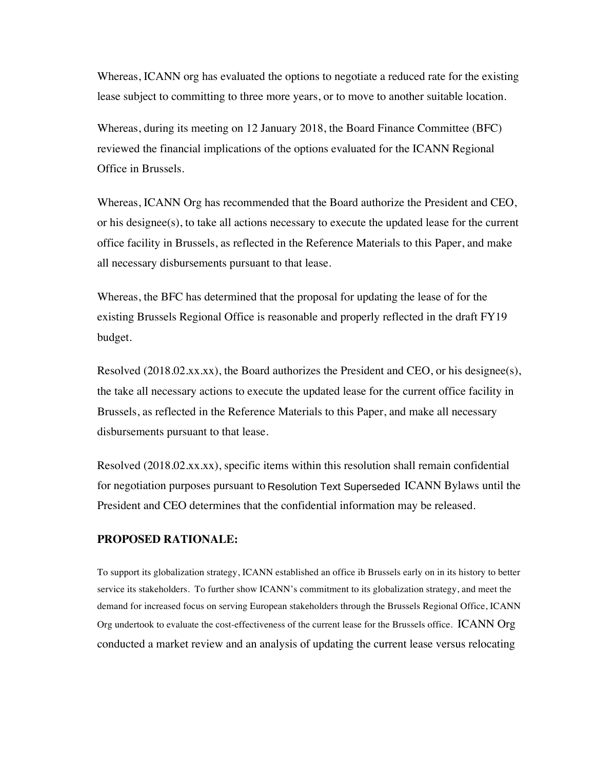Whereas, ICANN org has evaluated the options to negotiate a reduced rate for the existing lease subject to committing to three more years, or to move to another suitable location.

Whereas, during its meeting on 12 January 2018, the Board Finance Committee (BFC) reviewed the financial implications of the options evaluated for the ICANN Regional Office in Brussels.

Whereas, ICANN Org has recommended that the Board authorize the President and CEO, or his designee(s), to take all actions necessary to execute the updated lease for the current office facility in Brussels, as reflected in the Reference Materials to this Paper, and make all necessary disbursements pursuant to that lease.

Whereas, the BFC has determined that the proposal for updating the lease of for the existing Brussels Regional Office is reasonable and properly reflected in the draft FY19 budget.

Resolved (2018.02.xx.xx), the Board authorizes the President and CEO, or his designee(s), the take all necessary actions to execute the updated lease for the current office facility in Brussels, as reflected in the Reference Materials to this Paper, and make all necessary disbursements pursuant to that lease.

Resolved (2018.02.xx.xx), specific items within this resolution shall remain confidential for negotiation purposes pursuant to Resolution Text Superseded ICANN Bylaws until the President and CEO determines that the confidential information may be released.

**PROPOSED RATIONALE:**

To support its globalization strategy, ICANN established an office ib Brussels early on in its history to better service its stakeholders. To further show ICANN's commitment to its globalization strategy, and meet the demand for increased focus on serving European stakeholders through the Brussels Regional Office, ICANN Org undertook to evaluate the cost-effectiveness of the current lease for the Brussels office. ICANN Org conducted a market review and an analysis of updating the current lease versus relocating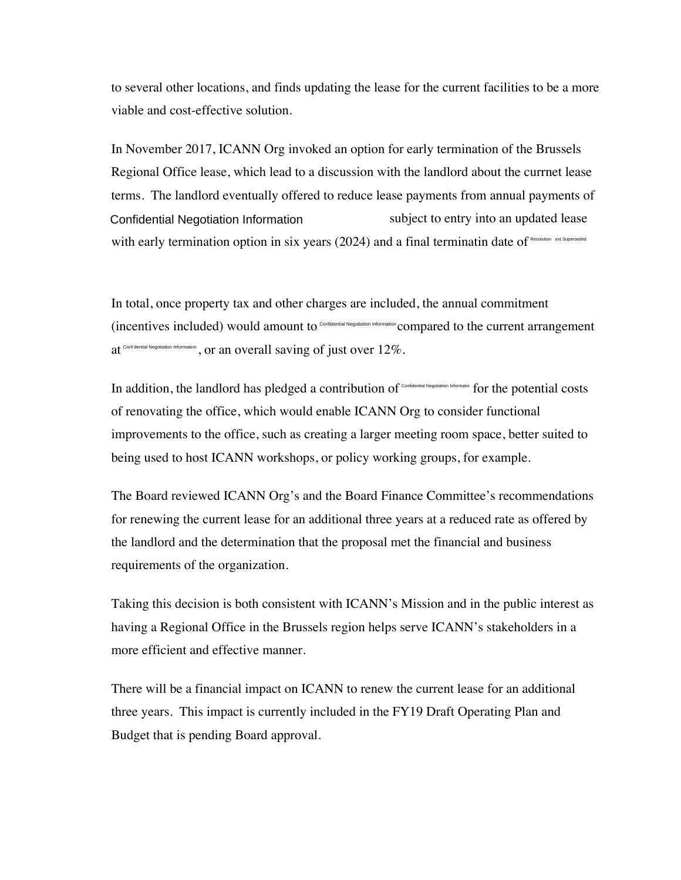to several other locations, and finds updating the lease for the current facilities to be a more viable and cost-effective solution.

In November 2017, ICANN Org invoked an option for early termination of the Brussels Regional Office lease, which lead to a discussion with the landlord about the currnet lease terms. The landlord eventually offered to reduce lease payments from annual payments of Confidential Negotiation Information subject to entry into an updated lease with early termination option in six years (2024) and a final terminatin date of Resolution ext Superseded

In total, once property tax and other charges are included, the annual commitment (incentives included) would amount to Confidential Negotiation Information compared to the current arrangement at Conf dential Negotiation Information, or an overall saving of just over 12%.

In addition, the landlord has pledged a contribution of Confidential Negotiation Informatio for the potential costs of renovating the office, which would enable ICANN Org to consider functional improvements to the office, such as creating a larger meeting room space, better suited to being used to host ICANN workshops, or policy working groups, for example.

The Board reviewed ICANN Org's and the Board Finance Committee's recommendations for renewing the current lease for an additional three years at a reduced rate as offered by the landlord and the determination that the proposal met the financial and business requirements of the organization.

Taking this decision is both consistent with ICANN's Mission and in the public interest as having a Regional Office in the Brussels region helps serve ICANN's stakeholders in a more efficient and effective manner.

There will be a financial impact on ICANN to renew the current lease for an additional three years. This impact is currently included in the FY19 Draft Operating Plan and Budget that is pending Board approval.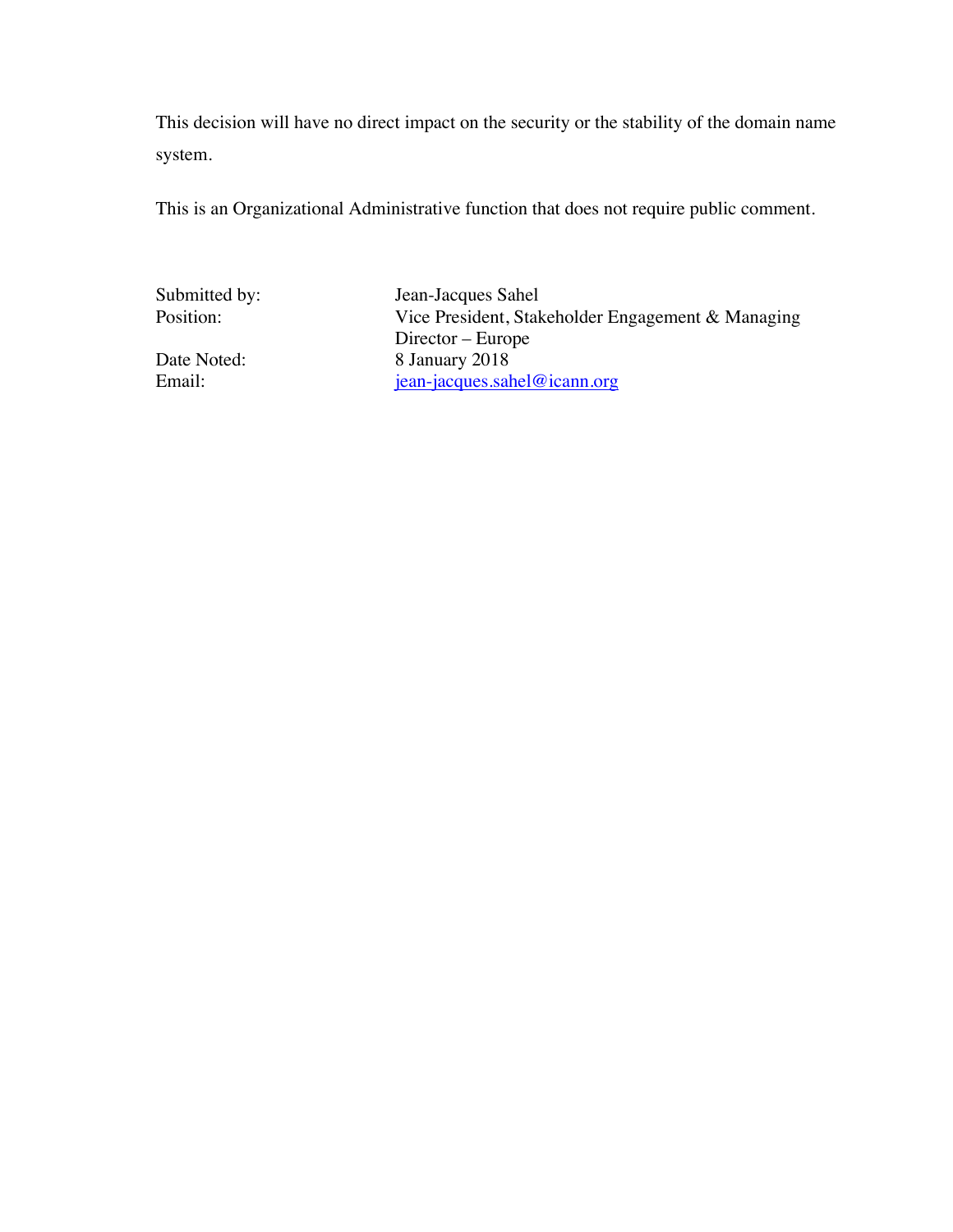This decision will have no direct impact on the security or the stability of the domain name system.

This is an Organizational Administrative function that does not require public comment.

| | |
|---|---|
| Submitted by: | Jean-Jacques Sahel |
| Position: | Vice President, Stakeholder Engagement & Managing Director – Europe |
| Date Noted: | 8 January 2018 |
| Email: | jean-jacques.sahel@icann.org |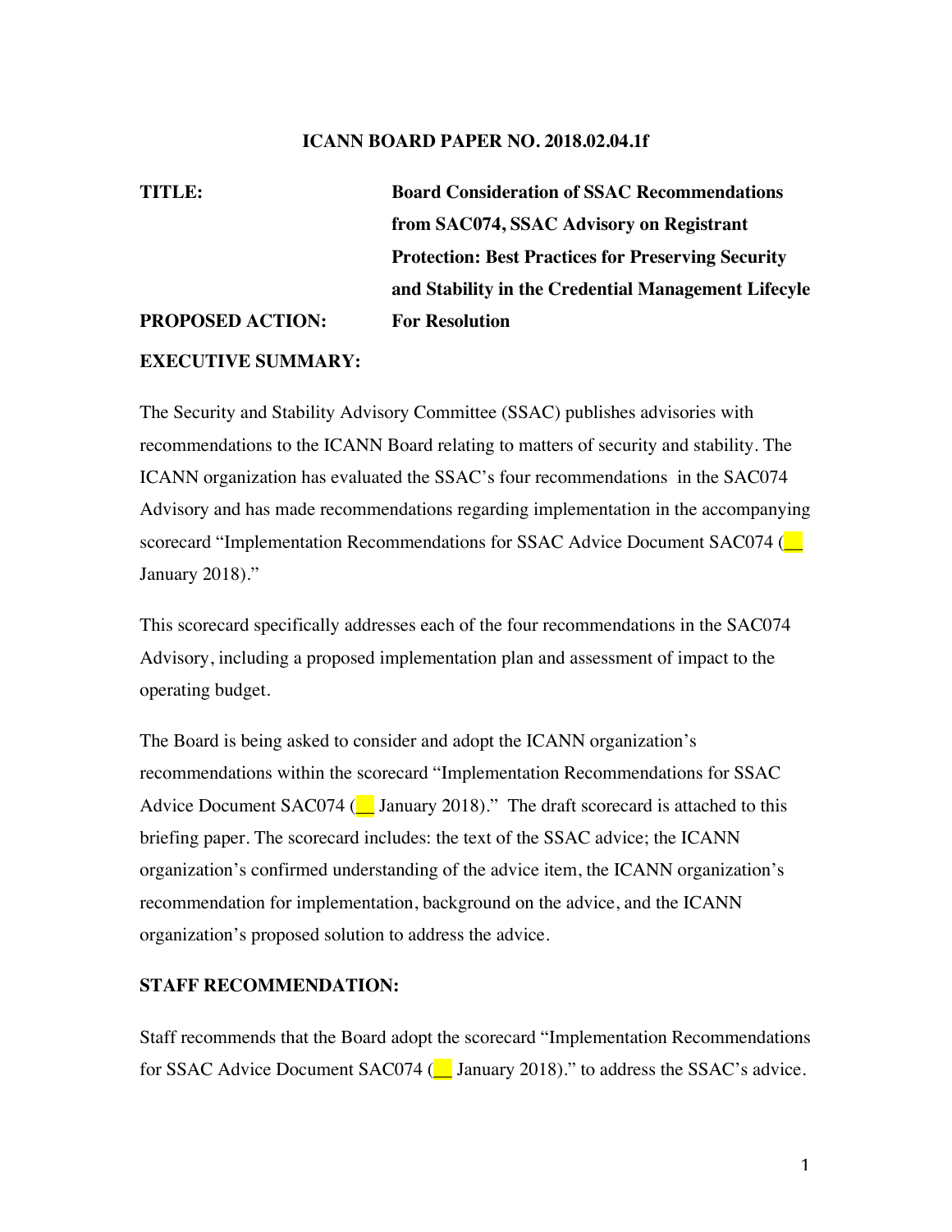**ICANN BOARD PAPER NO. 2018.02.04.1f**

| | |
|---|---|
| **TITLE:** | **Board Consideration of SSAC Recommendations from SAC074, SSAC Advisory on Registrant Protection: Best Practices for Preserving Security and Stability in the Credential Management Lifecyle** |
| **PROPOSED ACTION:** | **For Resolution** |

**EXECUTIVE SUMMARY:**

The Security and Stability Advisory Committee (SSAC) publishes advisories with recommendations to the ICANN Board relating to matters of security and stability. The ICANN organization has evaluated the SSAC's four recommendations in the SAC074 Advisory and has made recommendations regarding implementation in the accompanying scorecard "Implementation Recommendations for SSAC Advice Document SAC074 (__ January 2018)."

This scorecard specifically addresses each of the four recommendations in the SAC074 Advisory, including a proposed implementation plan and assessment of impact to the operating budget.

The Board is being asked to consider and adopt the ICANN organization's recommendations within the scorecard "Implementation Recommendations for SSAC Advice Document SAC074 (__ January 2018)." The draft scorecard is attached to this briefing paper. The scorecard includes: the text of the SSAC advice; the ICANN organization's confirmed understanding of the advice item, the ICANN organization's recommendation for implementation, background on the advice, and the ICANN organization's proposed solution to address the advice.

**STAFF RECOMMENDATION:**

Staff recommends that the Board adopt the scorecard "Implementation Recommendations for SSAC Advice Document SAC074 (__ January 2018)." to address the SSAC's advice.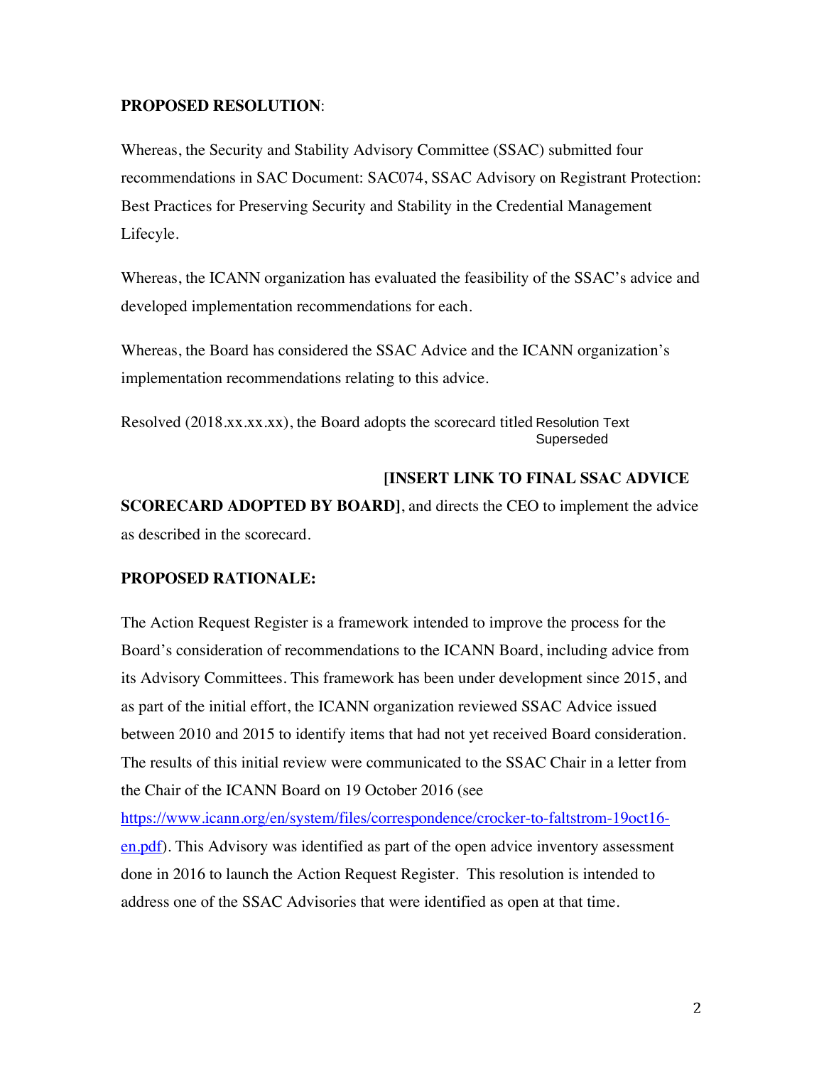**PROPOSED RESOLUTION**:

Whereas, the Security and Stability Advisory Committee (SSAC) submitted four recommendations in SAC Document: SAC074, SSAC Advisory on Registrant Protection: Best Practices for Preserving Security and Stability in the Credential Management Lifecyle.

Whereas, the ICANN organization has evaluated the feasibility of the SSAC's advice and developed implementation recommendations for each.

Whereas, the Board has considered the SSAC Advice and the ICANN organization's implementation recommendations relating to this advice.

Resolved (2018.xx.xx.xx), the Board adopts the scorecard titled Resolution Text Superseded **[INSERT LINK TO FINAL SSAC ADVICE SCORECARD ADOPTED BY BOARD]**, and directs the CEO to implement the advice as described in the scorecard.

**PROPOSED RATIONALE:**

The Action Request Register is a framework intended to improve the process for the Board's consideration of recommendations to the ICANN Board, including advice from its Advisory Committees. This framework has been under development since 2015, and as part of the initial effort, the ICANN organization reviewed SSAC Advice issued between 2010 and 2015 to identify items that had not yet received Board consideration. The results of this initial review were communicated to the SSAC Chair in a letter from the Chair of the ICANN Board on 19 October 2016 (see https://www.icann.org/en/system/files/correspondence/crocker-to-faltstrom-19oct16-en.pdf). This Advisory was identified as part of the open advice inventory assessment done in 2016 to launch the Action Request Register. This resolution is intended to address one of the SSAC Advisories that were identified as open at that time.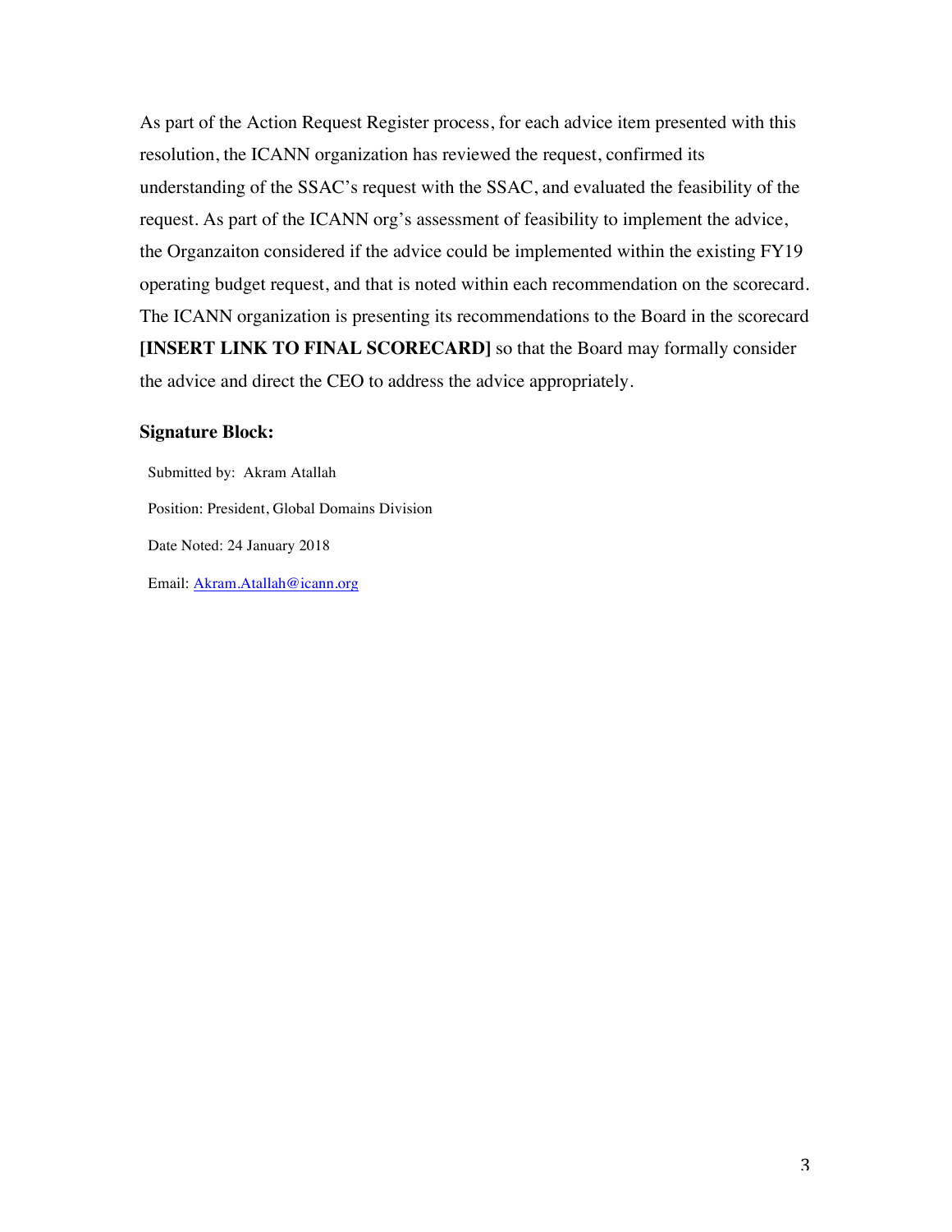As part of the Action Request Register process, for each advice item presented with this resolution, the ICANN organization has reviewed the request, confirmed its understanding of the SSAC's request with the SSAC, and evaluated the feasibility of the request. As part of the ICANN org's assessment of feasibility to implement the advice, the Organzaiton considered if the advice could be implemented within the existing FY19 operating budget request, and that is noted within each recommendation on the scorecard. The ICANN organization is presenting its recommendations to the Board in the scorecard **[INSERT LINK TO FINAL SCORECARD]** so that the Board may formally consider the advice and direct the CEO to address the advice appropriately.

**Signature Block:**

Submitted by: Akram Atallah

Position: President, Global Domains Division

Date Noted: 24 January 2018

Email: Akram.Atallah@icann.org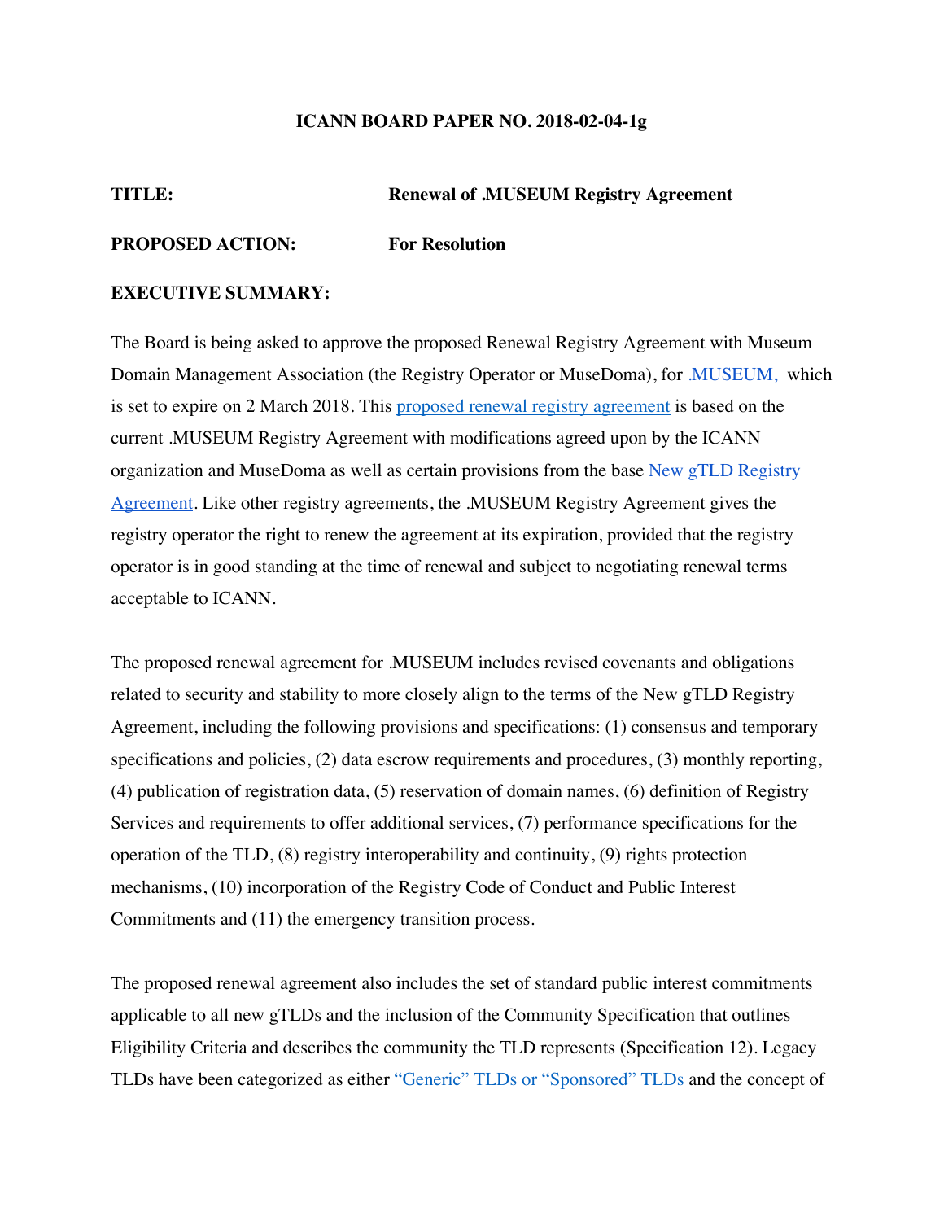**ICANN BOARD PAPER NO. 2018-02-04-1g**

**TITLE:** **Renewal of .MUSEUM Registry Agreement**

**PROPOSED ACTION:** **For Resolution**

**EXECUTIVE SUMMARY:**

The Board is being asked to approve the proposed Renewal Registry Agreement with Museum Domain Management Association (the Registry Operator or MuseDoma), for .MUSEUM, which is set to expire on 2 March 2018. This proposed renewal registry agreement is based on the current .MUSEUM Registry Agreement with modifications agreed upon by the ICANN organization and MuseDoma as well as certain provisions from the base New gTLD Registry Agreement. Like other registry agreements, the .MUSEUM Registry Agreement gives the registry operator the right to renew the agreement at its expiration, provided that the registry operator is in good standing at the time of renewal and subject to negotiating renewal terms acceptable to ICANN.

The proposed renewal agreement for .MUSEUM includes revised covenants and obligations related to security and stability to more closely align to the terms of the New gTLD Registry Agreement, including the following provisions and specifications: (1) consensus and temporary specifications and policies, (2) data escrow requirements and procedures, (3) monthly reporting, (4) publication of registration data, (5) reservation of domain names, (6) definition of Registry Services and requirements to offer additional services, (7) performance specifications for the operation of the TLD, (8) registry interoperability and continuity, (9) rights protection mechanisms, (10) incorporation of the Registry Code of Conduct and Public Interest Commitments and (11) the emergency transition process.

The proposed renewal agreement also includes the set of standard public interest commitments applicable to all new gTLDs and the inclusion of the Community Specification that outlines Eligibility Criteria and describes the community the TLD represents (Specification 12). Legacy TLDs have been categorized as either "Generic" TLDs or "Sponsored" TLDs and the concept of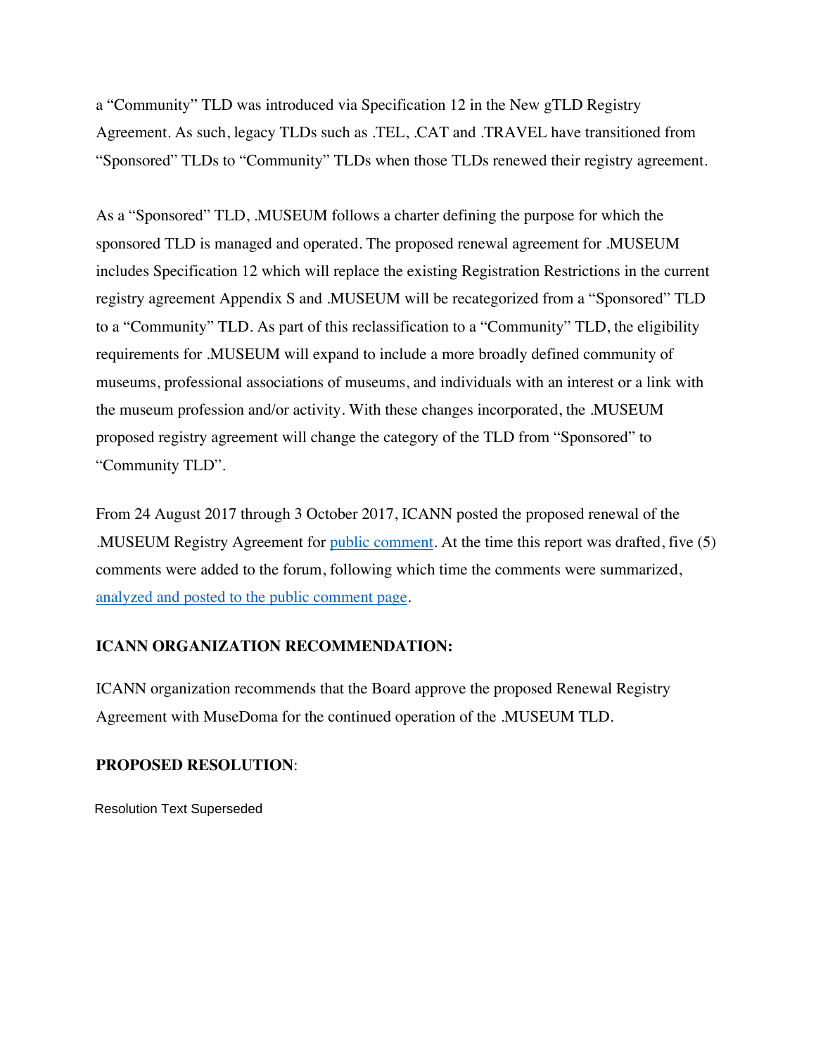a "Community" TLD was introduced via Specification 12 in the New gTLD Registry Agreement. As such, legacy TLDs such as .TEL, .CAT and .TRAVEL have transitioned from "Sponsored" TLDs to "Community" TLDs when those TLDs renewed their registry agreement.

As a "Sponsored" TLD, .MUSEUM follows a charter defining the purpose for which the sponsored TLD is managed and operated. The proposed renewal agreement for .MUSEUM includes Specification 12 which will replace the existing Registration Restrictions in the current registry agreement Appendix S and .MUSEUM will be recategorized from a "Sponsored" TLD to a "Community" TLD. As part of this reclassification to a "Community" TLD, the eligibility requirements for .MUSEUM will expand to include a more broadly defined community of museums, professional associations of museums, and individuals with an interest or a link with the museum profession and/or activity. With these changes incorporated, the .MUSEUM proposed registry agreement will change the category of the TLD from "Sponsored" to "Community TLD".

From 24 August 2017 through 3 October 2017, ICANN posted the proposed renewal of the .MUSEUM Registry Agreement for public comment. At the time this report was drafted, five (5) comments were added to the forum, following which time the comments were summarized, analyzed and posted to the public comment page.

**ICANN ORGANIZATION RECOMMENDATION:**

ICANN organization recommends that the Board approve the proposed Renewal Registry Agreement with MuseDoma for the continued operation of the .MUSEUM TLD.

**PROPOSED RESOLUTION**:

Resolution Text Superseded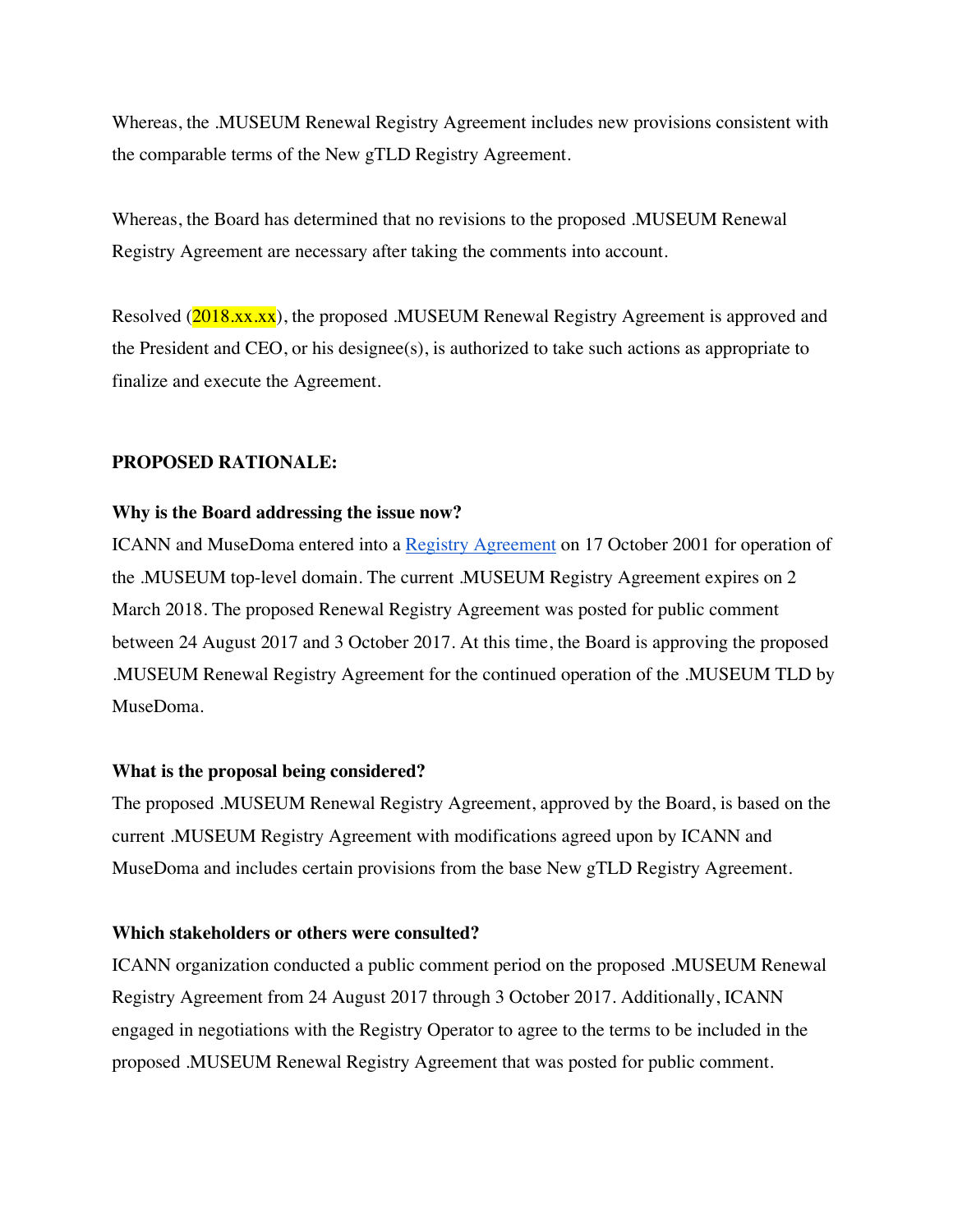Whereas, the .MUSEUM Renewal Registry Agreement includes new provisions consistent with the comparable terms of the New gTLD Registry Agreement.

Whereas, the Board has determined that no revisions to the proposed .MUSEUM Renewal Registry Agreement are necessary after taking the comments into account.

Resolved (2018.xx.xx), the proposed .MUSEUM Renewal Registry Agreement is approved and the President and CEO, or his designee(s), is authorized to take such actions as appropriate to finalize and execute the Agreement.

**PROPOSED RATIONALE:**

**Why is the Board addressing the issue now?**

ICANN and MuseDoma entered into a Registry Agreement on 17 October 2001 for operation of the .MUSEUM top-level domain. The current .MUSEUM Registry Agreement expires on 2 March 2018. The proposed Renewal Registry Agreement was posted for public comment between 24 August 2017 and 3 October 2017. At this time, the Board is approving the proposed .MUSEUM Renewal Registry Agreement for the continued operation of the .MUSEUM TLD by MuseDoma.

**What is the proposal being considered?**

The proposed .MUSEUM Renewal Registry Agreement, approved by the Board, is based on the current .MUSEUM Registry Agreement with modifications agreed upon by ICANN and MuseDoma and includes certain provisions from the base New gTLD Registry Agreement.

**Which stakeholders or others were consulted?**

ICANN organization conducted a public comment period on the proposed .MUSEUM Renewal Registry Agreement from 24 August 2017 through 3 October 2017. Additionally, ICANN engaged in negotiations with the Registry Operator to agree to the terms to be included in the proposed .MUSEUM Renewal Registry Agreement that was posted for public comment.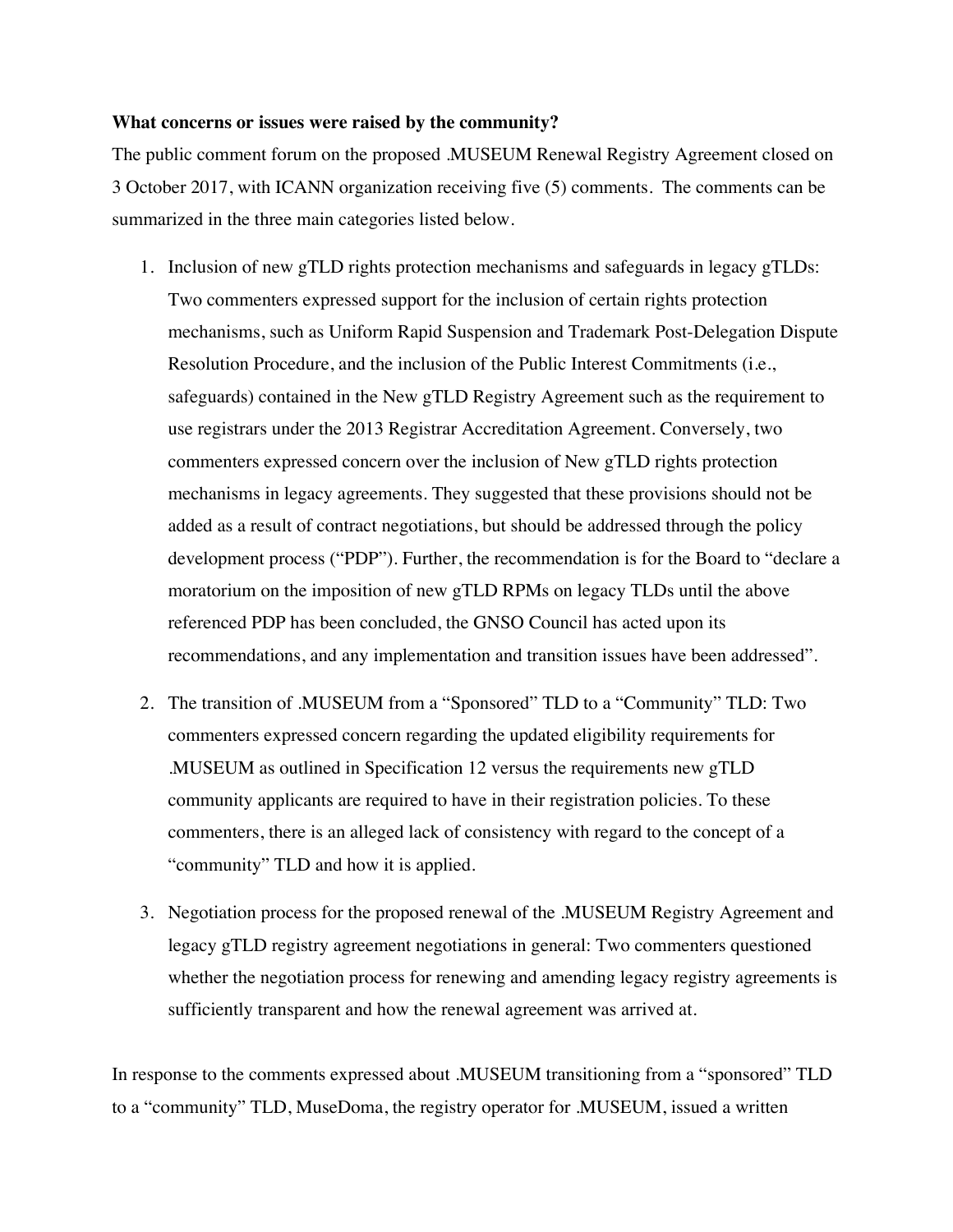**What concerns or issues were raised by the community?**

The public comment forum on the proposed .MUSEUM Renewal Registry Agreement closed on 3 October 2017, with ICANN organization receiving five (5) comments. The comments can be summarized in the three main categories listed below.

1. Inclusion of new gTLD rights protection mechanisms and safeguards in legacy gTLDs: Two commenters expressed support for the inclusion of certain rights protection mechanisms, such as Uniform Rapid Suspension and Trademark Post-Delegation Dispute Resolution Procedure, and the inclusion of the Public Interest Commitments (i.e., safeguards) contained in the New gTLD Registry Agreement such as the requirement to use registrars under the 2013 Registrar Accreditation Agreement. Conversely, two commenters expressed concern over the inclusion of New gTLD rights protection mechanisms in legacy agreements. They suggested that these provisions should not be added as a result of contract negotiations, but should be addressed through the policy development process ("PDP"). Further, the recommendation is for the Board to "declare a moratorium on the imposition of new gTLD RPMs on legacy TLDs until the above referenced PDP has been concluded, the GNSO Council has acted upon its recommendations, and any implementation and transition issues have been addressed".

2. The transition of .MUSEUM from a "Sponsored" TLD to a "Community" TLD: Two commenters expressed concern regarding the updated eligibility requirements for .MUSEUM as outlined in Specification 12 versus the requirements new gTLD community applicants are required to have in their registration policies. To these commenters, there is an alleged lack of consistency with regard to the concept of a "community" TLD and how it is applied.

3. Negotiation process for the proposed renewal of the .MUSEUM Registry Agreement and legacy gTLD registry agreement negotiations in general: Two commenters questioned whether the negotiation process for renewing and amending legacy registry agreements is sufficiently transparent and how the renewal agreement was arrived at.

In response to the comments expressed about .MUSEUM transitioning from a "sponsored" TLD to a "community" TLD, MuseDoma, the registry operator for .MUSEUM, issued a written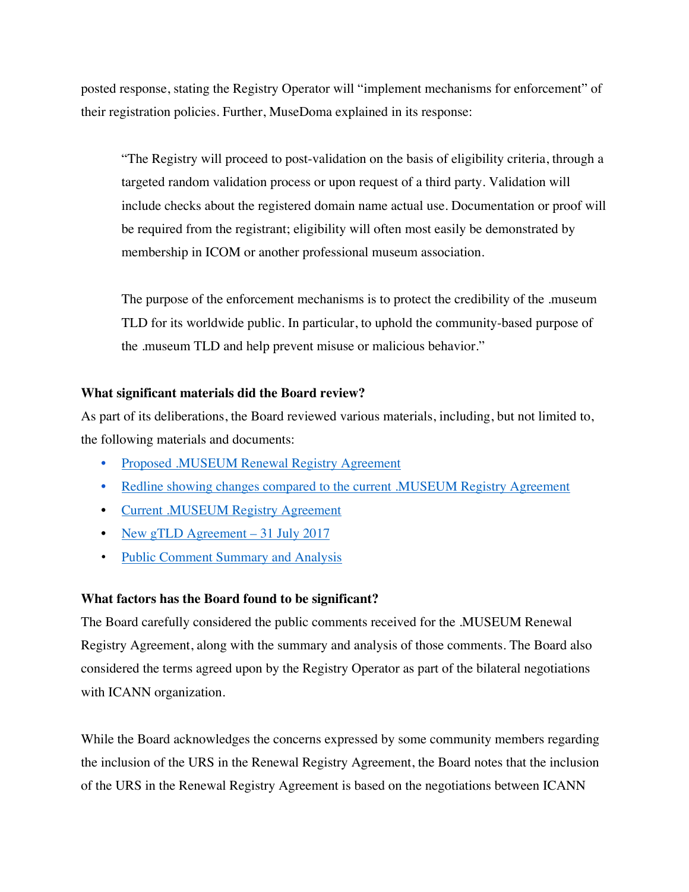posted response, stating the Registry Operator will "implement mechanisms for enforcement" of their registration policies. Further, MuseDoma explained in its response:

> "The Registry will proceed to post-validation on the basis of eligibility criteria, through a targeted random validation process or upon request of a third party. Validation will include checks about the registered domain name actual use. Documentation or proof will be required from the registrant; eligibility will often most easily be demonstrated by membership in ICOM or another professional museum association.
>
> The purpose of the enforcement mechanisms is to protect the credibility of the .museum TLD for its worldwide public. In particular, to uphold the community-based purpose of the .museum TLD and help prevent misuse or malicious behavior."

**What significant materials did the Board review?**

As part of its deliberations, the Board reviewed various materials, including, but not limited to, the following materials and documents:

- Proposed .MUSEUM Renewal Registry Agreement
- Redline showing changes compared to the current .MUSEUM Registry Agreement
- Current .MUSEUM Registry Agreement
- New gTLD Agreement – 31 July 2017
- Public Comment Summary and Analysis

**What factors has the Board found to be significant?**

The Board carefully considered the public comments received for the .MUSEUM Renewal Registry Agreement, along with the summary and analysis of those comments. The Board also considered the terms agreed upon by the Registry Operator as part of the bilateral negotiations with ICANN organization.

While the Board acknowledges the concerns expressed by some community members regarding the inclusion of the URS in the Renewal Registry Agreement, the Board notes that the inclusion of the URS in the Renewal Registry Agreement is based on the negotiations between ICANN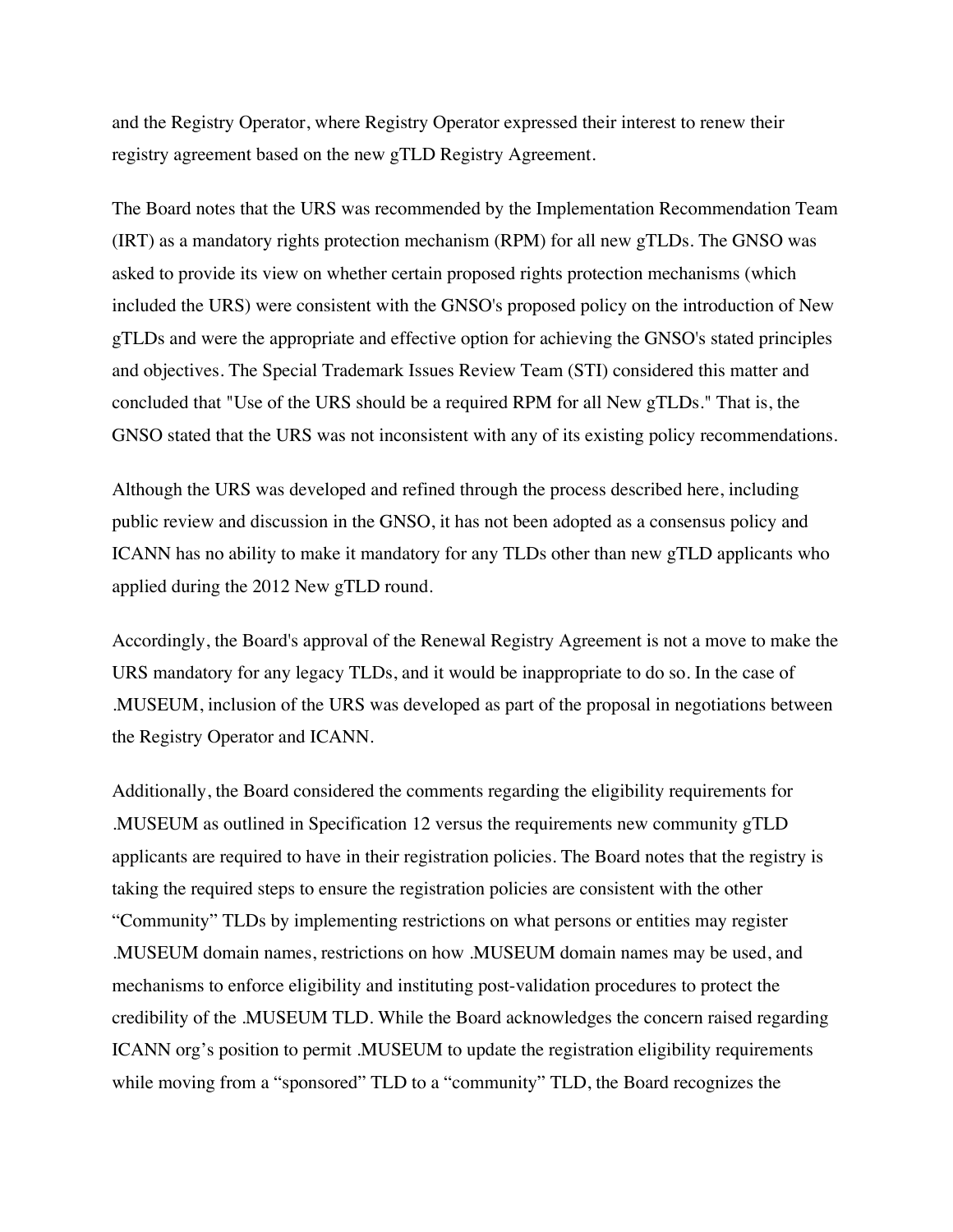and the Registry Operator, where Registry Operator expressed their interest to renew their registry agreement based on the new gTLD Registry Agreement.

The Board notes that the URS was recommended by the Implementation Recommendation Team (IRT) as a mandatory rights protection mechanism (RPM) for all new gTLDs. The GNSO was asked to provide its view on whether certain proposed rights protection mechanisms (which included the URS) were consistent with the GNSO's proposed policy on the introduction of New gTLDs and were the appropriate and effective option for achieving the GNSO's stated principles and objectives. The Special Trademark Issues Review Team (STI) considered this matter and concluded that "Use of the URS should be a required RPM for all New gTLDs." That is, the GNSO stated that the URS was not inconsistent with any of its existing policy recommendations.

Although the URS was developed and refined through the process described here, including public review and discussion in the GNSO, it has not been adopted as a consensus policy and ICANN has no ability to make it mandatory for any TLDs other than new gTLD applicants who applied during the 2012 New gTLD round.

Accordingly, the Board's approval of the Renewal Registry Agreement is not a move to make the URS mandatory for any legacy TLDs, and it would be inappropriate to do so. In the case of .MUSEUM, inclusion of the URS was developed as part of the proposal in negotiations between the Registry Operator and ICANN.

Additionally, the Board considered the comments regarding the eligibility requirements for .MUSEUM as outlined in Specification 12 versus the requirements new community gTLD applicants are required to have in their registration policies. The Board notes that the registry is taking the required steps to ensure the registration policies are consistent with the other "Community" TLDs by implementing restrictions on what persons or entities may register .MUSEUM domain names, restrictions on how .MUSEUM domain names may be used, and mechanisms to enforce eligibility and instituting post-validation procedures to protect the credibility of the .MUSEUM TLD. While the Board acknowledges the concern raised regarding ICANN org's position to permit .MUSEUM to update the registration eligibility requirements while moving from a "sponsored" TLD to a "community" TLD, the Board recognizes the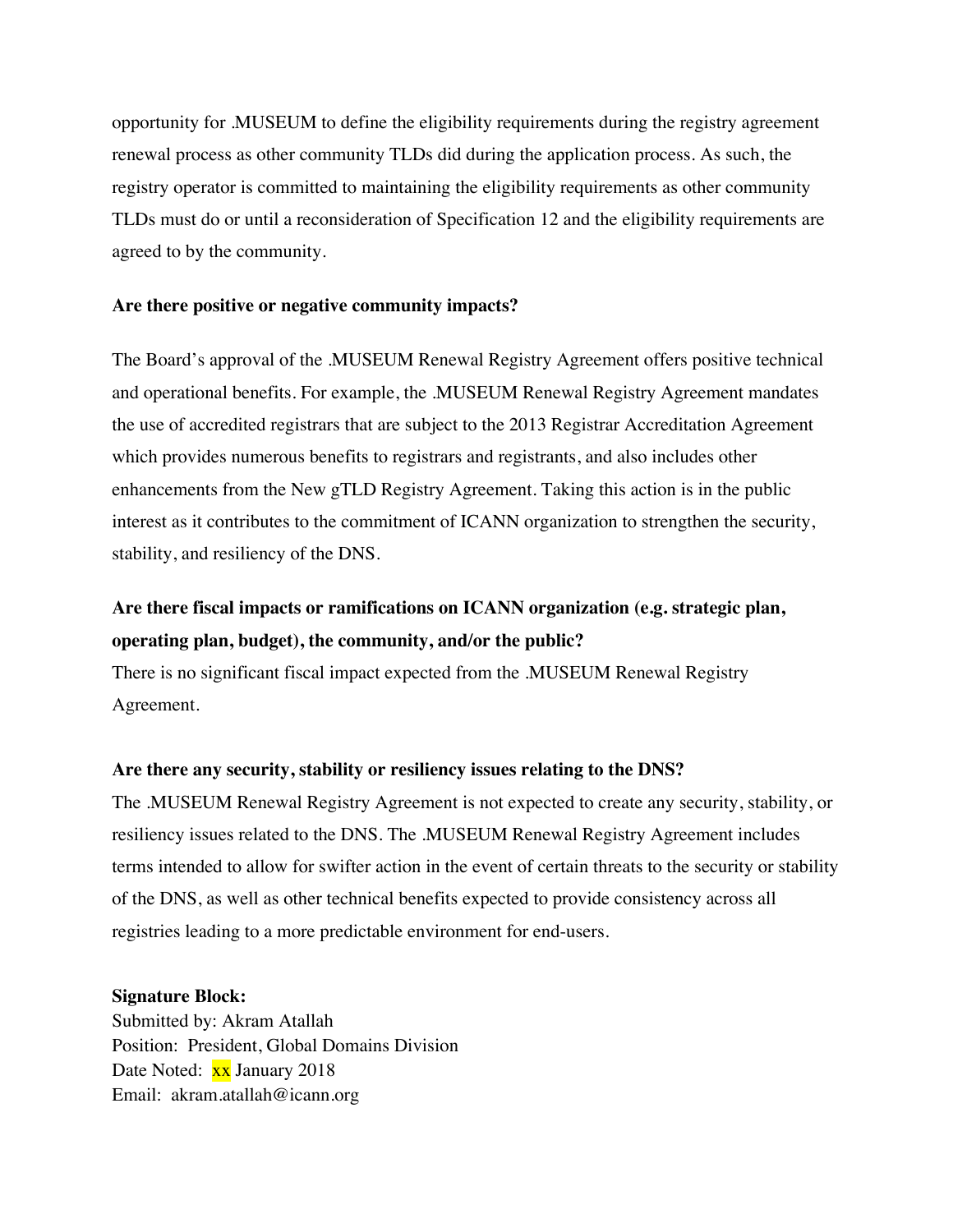opportunity for .MUSEUM to define the eligibility requirements during the registry agreement renewal process as other community TLDs did during the application process. As such, the registry operator is committed to maintaining the eligibility requirements as other community TLDs must do or until a reconsideration of Specification 12 and the eligibility requirements are agreed to by the community.

**Are there positive or negative community impacts?**

The Board's approval of the .MUSEUM Renewal Registry Agreement offers positive technical and operational benefits. For example, the .MUSEUM Renewal Registry Agreement mandates the use of accredited registrars that are subject to the 2013 Registrar Accreditation Agreement which provides numerous benefits to registrars and registrants, and also includes other enhancements from the New gTLD Registry Agreement. Taking this action is in the public interest as it contributes to the commitment of ICANN organization to strengthen the security, stability, and resiliency of the DNS.

**Are there fiscal impacts or ramifications on ICANN organization (e.g. strategic plan, operating plan, budget), the community, and/or the public?**

There is no significant fiscal impact expected from the .MUSEUM Renewal Registry Agreement.

**Are there any security, stability or resiliency issues relating to the DNS?**

The .MUSEUM Renewal Registry Agreement is not expected to create any security, stability, or resiliency issues related to the DNS. The .MUSEUM Renewal Registry Agreement includes terms intended to allow for swifter action in the event of certain threats to the security or stability of the DNS, as well as other technical benefits expected to provide consistency across all registries leading to a more predictable environment for end-users.

**Signature Block:**
Submitted by: Akram Atallah
Position: President, Global Domains Division
Date Noted: xx January 2018
Email: akram.atallah@icann.org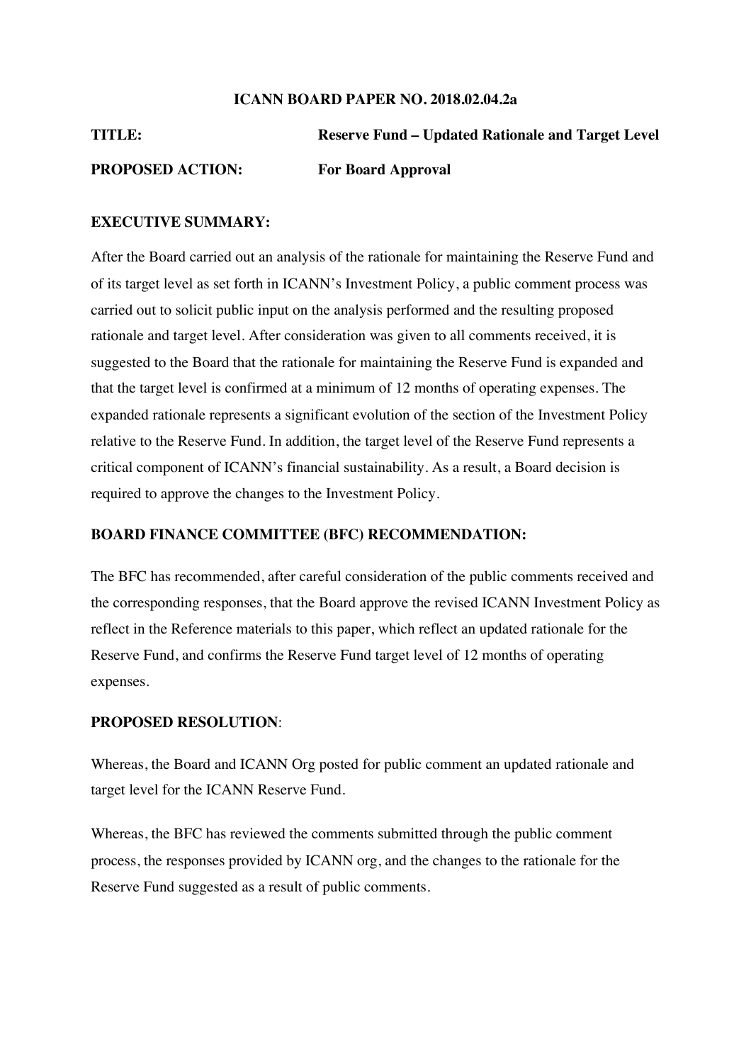**ICANN BOARD PAPER NO. 2018.02.04.2a**

**TITLE:** **Reserve Fund – Updated Rationale and Target Level**

**PROPOSED ACTION:** **For Board Approval**

**EXECUTIVE SUMMARY:**

After the Board carried out an analysis of the rationale for maintaining the Reserve Fund and of its target level as set forth in ICANN's Investment Policy, a public comment process was carried out to solicit public input on the analysis performed and the resulting proposed rationale and target level. After consideration was given to all comments received, it is suggested to the Board that the rationale for maintaining the Reserve Fund is expanded and that the target level is confirmed at a minimum of 12 months of operating expenses. The expanded rationale represents a significant evolution of the section of the Investment Policy relative to the Reserve Fund. In addition, the target level of the Reserve Fund represents a critical component of ICANN's financial sustainability. As a result, a Board decision is required to approve the changes to the Investment Policy.

**BOARD FINANCE COMMITTEE (BFC) RECOMMENDATION:**

The BFC has recommended, after careful consideration of the public comments received and the corresponding responses, that the Board approve the revised ICANN Investment Policy as reflect in the Reference materials to this paper, which reflect an updated rationale for the Reserve Fund, and confirms the Reserve Fund target level of 12 months of operating expenses.

**PROPOSED RESOLUTION**:

Whereas, the Board and ICANN Org posted for public comment an updated rationale and target level for the ICANN Reserve Fund.

Whereas, the BFC has reviewed the comments submitted through the public comment process, the responses provided by ICANN org, and the changes to the rationale for the Reserve Fund suggested as a result of public comments.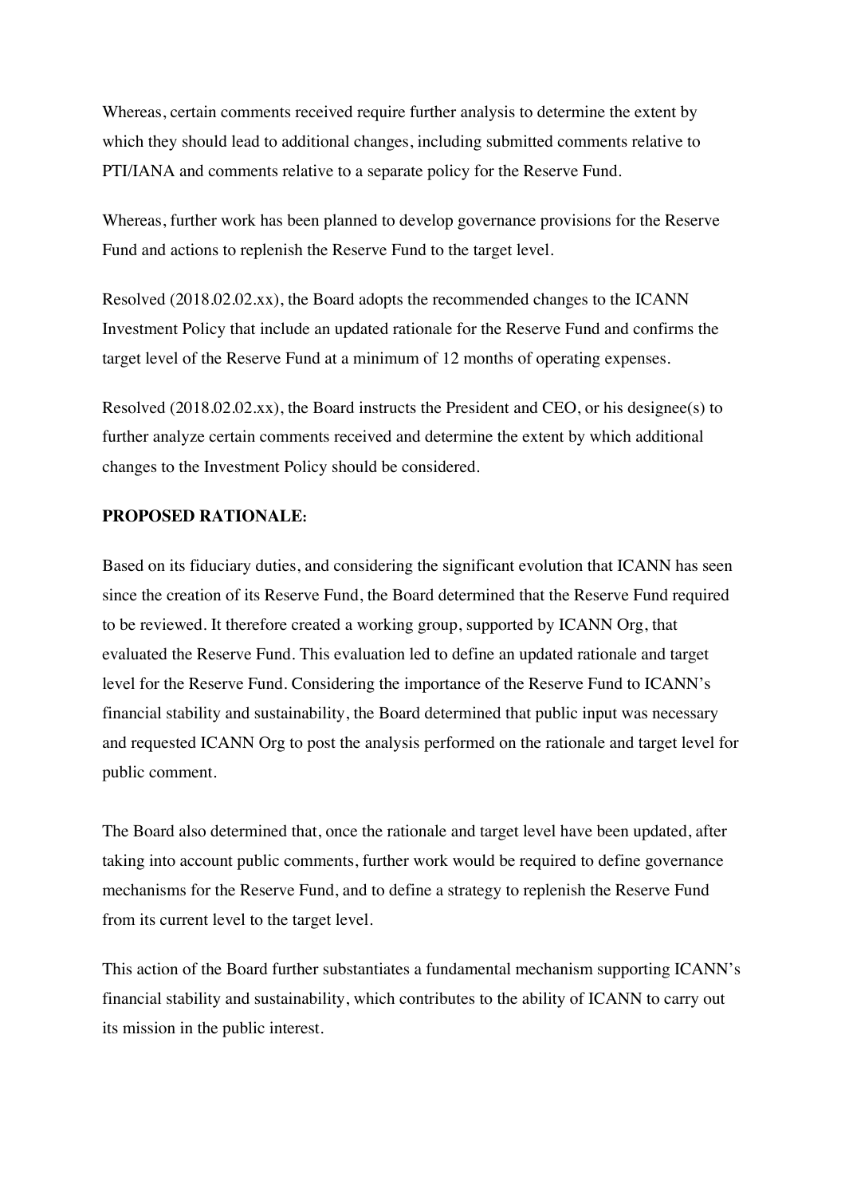Whereas, certain comments received require further analysis to determine the extent by which they should lead to additional changes, including submitted comments relative to PTI/IANA and comments relative to a separate policy for the Reserve Fund.

Whereas, further work has been planned to develop governance provisions for the Reserve Fund and actions to replenish the Reserve Fund to the target level.

Resolved (2018.02.02.xx), the Board adopts the recommended changes to the ICANN Investment Policy that include an updated rationale for the Reserve Fund and confirms the target level of the Reserve Fund at a minimum of 12 months of operating expenses.

Resolved (2018.02.02.xx), the Board instructs the President and CEO, or his designee(s) to further analyze certain comments received and determine the extent by which additional changes to the Investment Policy should be considered.

**PROPOSED RATIONALE:**

Based on its fiduciary duties, and considering the significant evolution that ICANN has seen since the creation of its Reserve Fund, the Board determined that the Reserve Fund required to be reviewed. It therefore created a working group, supported by ICANN Org, that evaluated the Reserve Fund. This evaluation led to define an updated rationale and target level for the Reserve Fund. Considering the importance of the Reserve Fund to ICANN's financial stability and sustainability, the Board determined that public input was necessary and requested ICANN Org to post the analysis performed on the rationale and target level for public comment.

The Board also determined that, once the rationale and target level have been updated, after taking into account public comments, further work would be required to define governance mechanisms for the Reserve Fund, and to define a strategy to replenish the Reserve Fund from its current level to the target level.

This action of the Board further substantiates a fundamental mechanism supporting ICANN's financial stability and sustainability, which contributes to the ability of ICANN to carry out its mission in the public interest.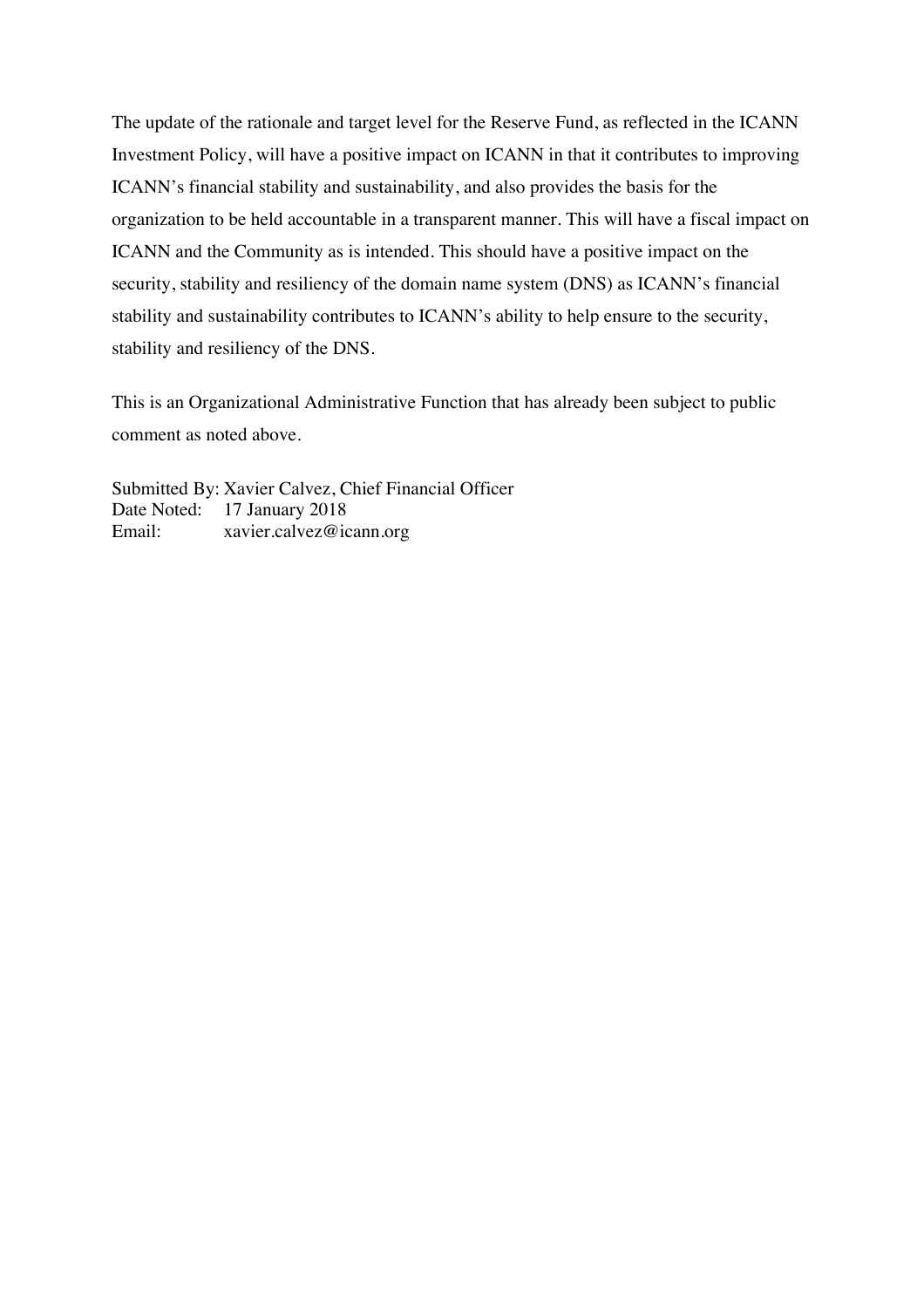The update of the rationale and target level for the Reserve Fund, as reflected in the ICANN Investment Policy, will have a positive impact on ICANN in that it contributes to improving ICANN's financial stability and sustainability, and also provides the basis for the organization to be held accountable in a transparent manner. This will have a fiscal impact on ICANN and the Community as is intended. This should have a positive impact on the security, stability and resiliency of the domain name system (DNS) as ICANN's financial stability and sustainability contributes to ICANN's ability to help ensure to the security, stability and resiliency of the DNS.

This is an Organizational Administrative Function that has already been subject to public comment as noted above.

Submitted By: Xavier Calvez, Chief Financial Officer
Date Noted: 17 January 2018
Email: xavier.calvez@icann.org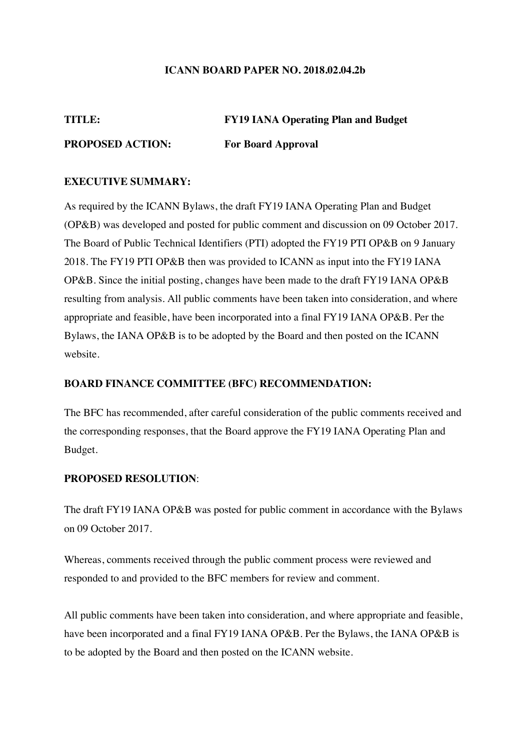**ICANN BOARD PAPER NO. 2018.02.04.2b**

**TITLE:** **FY19 IANA Operating Plan and Budget**

**PROPOSED ACTION:** **For Board Approval**

**EXECUTIVE SUMMARY:**

As required by the ICANN Bylaws, the draft FY19 IANA Operating Plan and Budget (OP&B) was developed and posted for public comment and discussion on 09 October 2017. The Board of Public Technical Identifiers (PTI) adopted the FY19 PTI OP&B on 9 January 2018. The FY19 PTI OP&B then was provided to ICANN as input into the FY19 IANA OP&B. Since the initial posting, changes have been made to the draft FY19 IANA OP&B resulting from analysis. All public comments have been taken into consideration, and where appropriate and feasible, have been incorporated into a final FY19 IANA OP&B. Per the Bylaws, the IANA OP&B is to be adopted by the Board and then posted on the ICANN website.

**BOARD FINANCE COMMITTEE (BFC) RECOMMENDATION:**

The BFC has recommended, after careful consideration of the public comments received and the corresponding responses, that the Board approve the FY19 IANA Operating Plan and Budget.

**PROPOSED RESOLUTION**:

The draft FY19 IANA OP&B was posted for public comment in accordance with the Bylaws on 09 October 2017.

Whereas, comments received through the public comment process were reviewed and responded to and provided to the BFC members for review and comment.

All public comments have been taken into consideration, and where appropriate and feasible, have been incorporated and a final FY19 IANA OP&B. Per the Bylaws, the IANA OP&B is to be adopted by the Board and then posted on the ICANN website.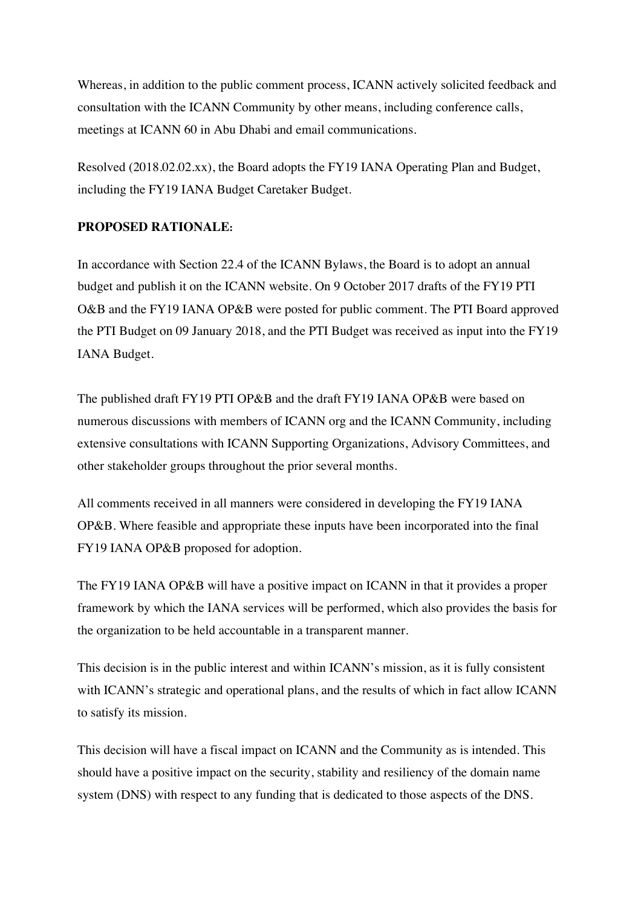Whereas, in addition to the public comment process, ICANN actively solicited feedback and consultation with the ICANN Community by other means, including conference calls, meetings at ICANN 60 in Abu Dhabi and email communications.

Resolved (2018.02.02.xx), the Board adopts the FY19 IANA Operating Plan and Budget, including the FY19 IANA Budget Caretaker Budget.

**PROPOSED RATIONALE:**

In accordance with Section 22.4 of the ICANN Bylaws, the Board is to adopt an annual budget and publish it on the ICANN website. On 9 October 2017 drafts of the FY19 PTI O&B and the FY19 IANA OP&B were posted for public comment. The PTI Board approved the PTI Budget on 09 January 2018, and the PTI Budget was received as input into the FY19 IANA Budget.

The published draft FY19 PTI OP&B and the draft FY19 IANA OP&B were based on numerous discussions with members of ICANN org and the ICANN Community, including extensive consultations with ICANN Supporting Organizations, Advisory Committees, and other stakeholder groups throughout the prior several months.

All comments received in all manners were considered in developing the FY19 IANA OP&B. Where feasible and appropriate these inputs have been incorporated into the final FY19 IANA OP&B proposed for adoption.

The FY19 IANA OP&B will have a positive impact on ICANN in that it provides a proper framework by which the IANA services will be performed, which also provides the basis for the organization to be held accountable in a transparent manner.

This decision is in the public interest and within ICANN's mission, as it is fully consistent with ICANN's strategic and operational plans, and the results of which in fact allow ICANN to satisfy its mission.

This decision will have a fiscal impact on ICANN and the Community as is intended. This should have a positive impact on the security, stability and resiliency of the domain name system (DNS) with respect to any funding that is dedicated to those aspects of the DNS.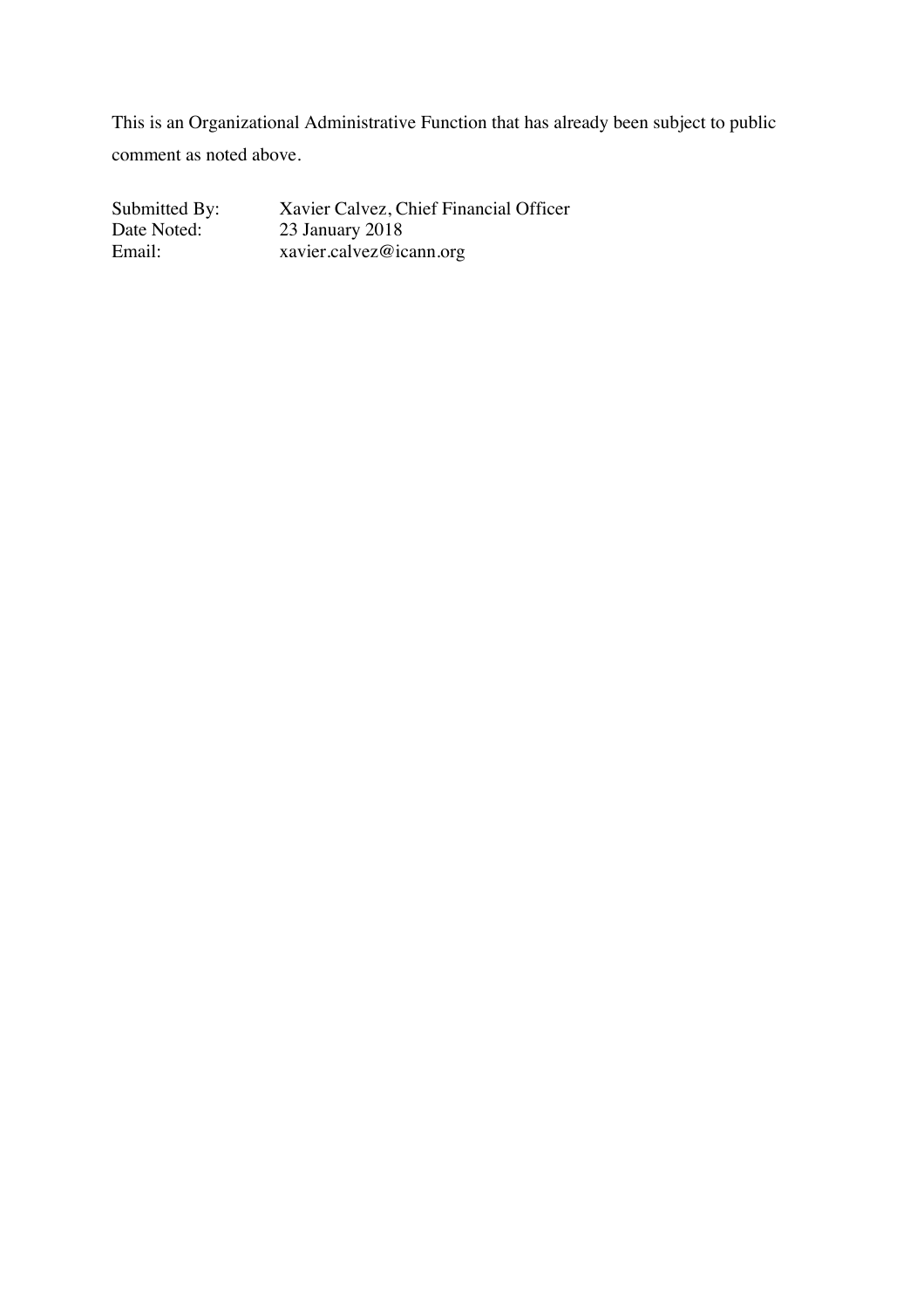This is an Organizational Administrative Function that has already been subject to public comment as noted above.

Submitted By: Xavier Calvez, Chief Financial Officer
Date Noted: 23 January 2018
Email: xavier.calvez@icann.org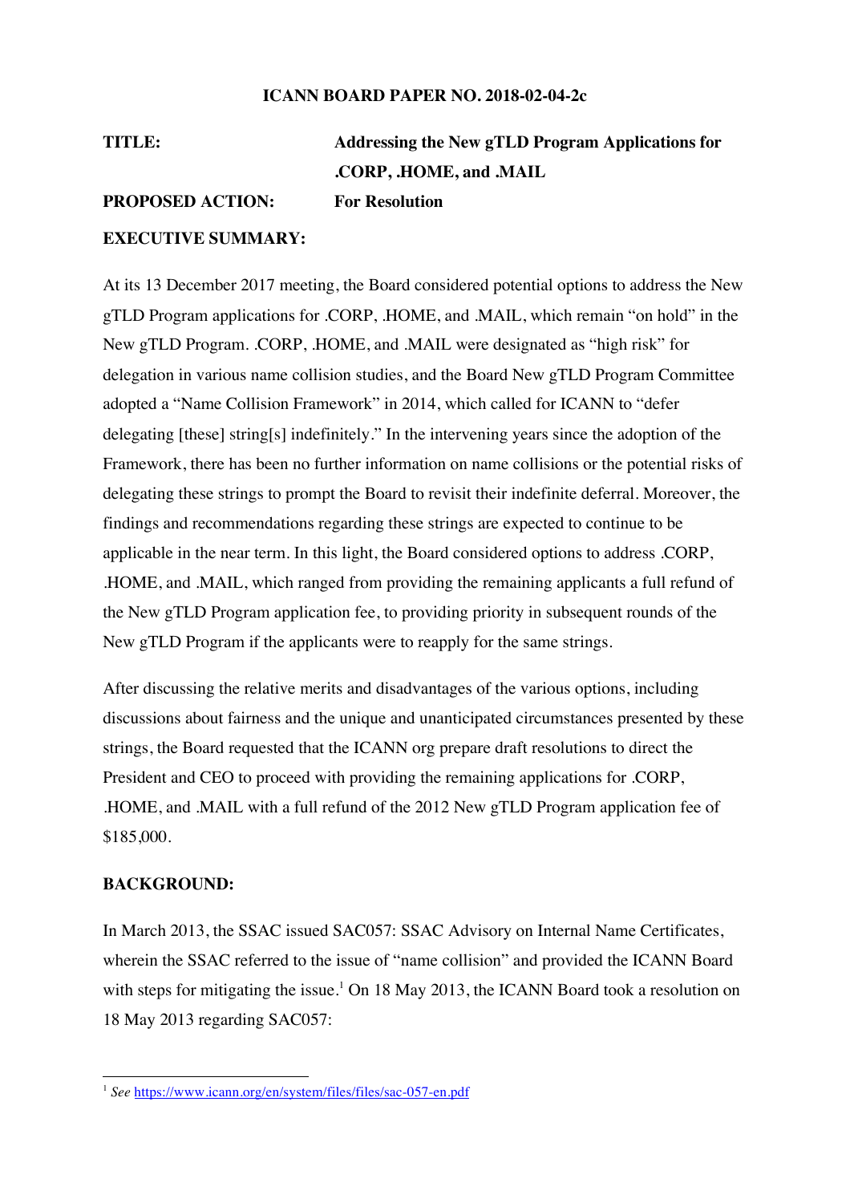**ICANN BOARD PAPER NO. 2018-02-04-2c**

| | |
|---|---|
| **TITLE:** | **Addressing the New gTLD Program Applications for .CORP, .HOME, and .MAIL** |
| **PROPOSED ACTION:** | **For Resolution** |

**EXECUTIVE SUMMARY:**

At its 13 December 2017 meeting, the Board considered potential options to address the New gTLD Program applications for .CORP, .HOME, and .MAIL, which remain "on hold" in the New gTLD Program. .CORP, .HOME, and .MAIL were designated as "high risk" for delegation in various name collision studies, and the Board New gTLD Program Committee adopted a "Name Collision Framework" in 2014, which called for ICANN to "defer delegating [these] string[s] indefinitely." In the intervening years since the adoption of the Framework, there has been no further information on name collisions or the potential risks of delegating these strings to prompt the Board to revisit their indefinite deferral. Moreover, the findings and recommendations regarding these strings are expected to continue to be applicable in the near term. In this light, the Board considered options to address .CORP, .HOME, and .MAIL, which ranged from providing the remaining applicants a full refund of the New gTLD Program application fee, to providing priority in subsequent rounds of the New gTLD Program if the applicants were to reapply for the same strings.

After discussing the relative merits and disadvantages of the various options, including discussions about fairness and the unique and unanticipated circumstances presented by these strings, the Board requested that the ICANN org prepare draft resolutions to direct the President and CEO to proceed with providing the remaining applications for .CORP, .HOME, and .MAIL with a full refund of the 2012 New gTLD Program application fee of $185,000.

**BACKGROUND:**

In March 2013, the SSAC issued SAC057: SSAC Advisory on Internal Name Certificates, wherein the SSAC referred to the issue of "name collision" and provided the ICANN Board with steps for mitigating the issue.[1] On 18 May 2013, the ICANN Board took a resolution on 18 May 2013 regarding SAC057:

[1] *See* https://www.icann.org/en/system/files/files/sac-057-en.pdf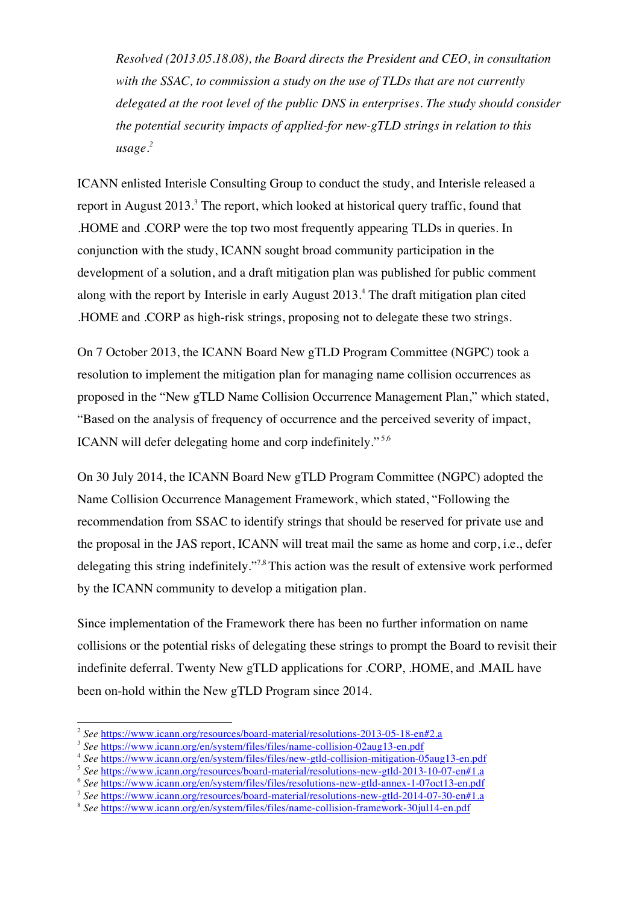> *Resolved (2013.05.18.08), the Board directs the President and CEO, in consultation with the SSAC, to commission a study on the use of TLDs that are not currently delegated at the root level of the public DNS in enterprises. The study should consider the potential security impacts of applied-for new-gTLD strings in relation to this usage.*[2]

ICANN enlisted Interisle Consulting Group to conduct the study, and Interisle released a report in August 2013.[3] The report, which looked at historical query traffic, found that .HOME and .CORP were the top two most frequently appearing TLDs in queries. In conjunction with the study, ICANN sought broad community participation in the development of a solution, and a draft mitigation plan was published for public comment along with the report by Interisle in early August 2013.[4] The draft mitigation plan cited .HOME and .CORP as high-risk strings, proposing not to delegate these two strings.

On 7 October 2013, the ICANN Board New gTLD Program Committee (NGPC) took a resolution to implement the mitigation plan for managing name collision occurrences as proposed in the "New gTLD Name Collision Occurrence Management Plan," which stated, "Based on the analysis of frequency of occurrence and the perceived severity of impact, ICANN will defer delegating home and corp indefinitely."[5,6]

On 30 July 2014, the ICANN Board New gTLD Program Committee (NGPC) adopted the Name Collision Occurrence Management Framework, which stated, "Following the recommendation from SSAC to identify strings that should be reserved for private use and the proposal in the JAS report, ICANN will treat mail the same as home and corp, i.e., defer delegating this string indefinitely."[7,8] This action was the result of extensive work performed by the ICANN community to develop a mitigation plan.

Since implementation of the Framework there has been no further information on name collisions or the potential risks of delegating these strings to prompt the Board to revisit their indefinite deferral. Twenty New gTLD applications for .CORP, .HOME, and .MAIL have been on-hold within the New gTLD Program since 2014.

---

[2] *See* https://www.icann.org/resources/board-material/resolutions-2013-05-18-en#2.a

[3] *See* https://www.icann.org/en/system/files/files/name-collision-02aug13-en.pdf

[4] *See* https://www.icann.org/en/system/files/files/new-gtld-collision-mitigation-05aug13-en.pdf

[5] *See* https://www.icann.org/resources/board-material/resolutions-new-gtld-2013-10-07-en#1.a

[6] *See* https://www.icann.org/en/system/files/files/resolutions-new-gtld-annex-1-07oct13-en.pdf

[7] *See* https://www.icann.org/resources/board-material/resolutions-new-gtld-2014-07-30-en#1.a

[8] *See* https://www.icann.org/en/system/files/files/name-collision-framework-30jul14-en.pdf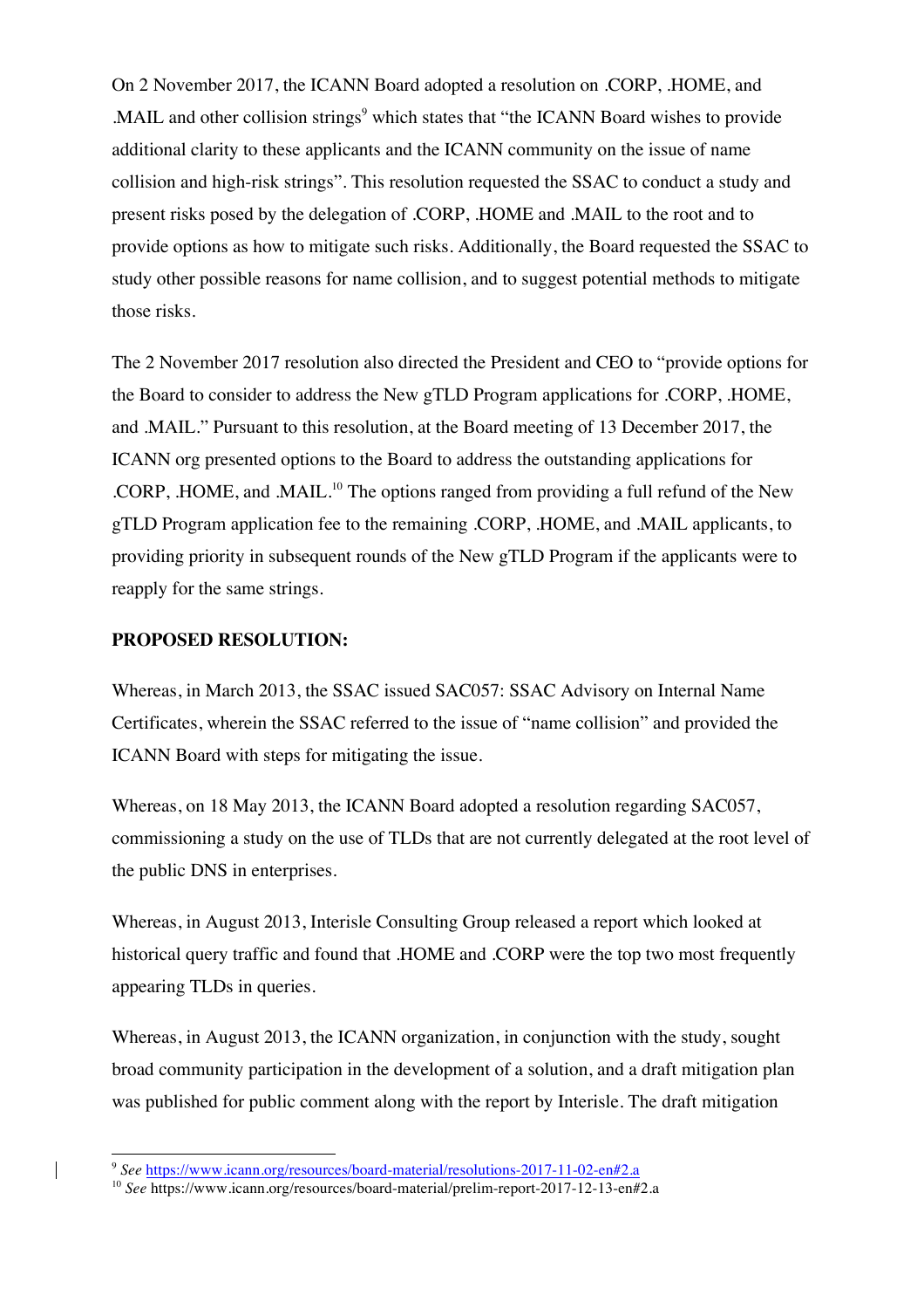On 2 November 2017, the ICANN Board adopted a resolution on .CORP, .HOME, and .MAIL and other collision strings[9] which states that "the ICANN Board wishes to provide additional clarity to these applicants and the ICANN community on the issue of name collision and high-risk strings". This resolution requested the SSAC to conduct a study and present risks posed by the delegation of .CORP, .HOME and .MAIL to the root and to provide options as how to mitigate such risks. Additionally, the Board requested the SSAC to study other possible reasons for name collision, and to suggest potential methods to mitigate those risks.

The 2 November 2017 resolution also directed the President and CEO to "provide options for the Board to consider to address the New gTLD Program applications for .CORP, .HOME, and .MAIL." Pursuant to this resolution, at the Board meeting of 13 December 2017, the ICANN org presented options to the Board to address the outstanding applications for .CORP, .HOME, and .MAIL.[10] The options ranged from providing a full refund of the New gTLD Program application fee to the remaining .CORP, .HOME, and .MAIL applicants, to providing priority in subsequent rounds of the New gTLD Program if the applicants were to reapply for the same strings.

**PROPOSED RESOLUTION:**

Whereas, in March 2013, the SSAC issued SAC057: SSAC Advisory on Internal Name Certificates, wherein the SSAC referred to the issue of "name collision" and provided the ICANN Board with steps for mitigating the issue.

Whereas, on 18 May 2013, the ICANN Board adopted a resolution regarding SAC057, commissioning a study on the use of TLDs that are not currently delegated at the root level of the public DNS in enterprises.

Whereas, in August 2013, Interisle Consulting Group released a report which looked at historical query traffic and found that .HOME and .CORP were the top two most frequently appearing TLDs in queries.

Whereas, in August 2013, the ICANN organization, in conjunction with the study, sought broad community participation in the development of a solution, and a draft mitigation plan was published for public comment along with the report by Interisle. The draft mitigation

---

[9] *See* https://www.icann.org/resources/board-material/resolutions-2017-11-02-en#2.a

[10] *See* https://www.icann.org/resources/board-material/prelim-report-2017-12-13-en#2.a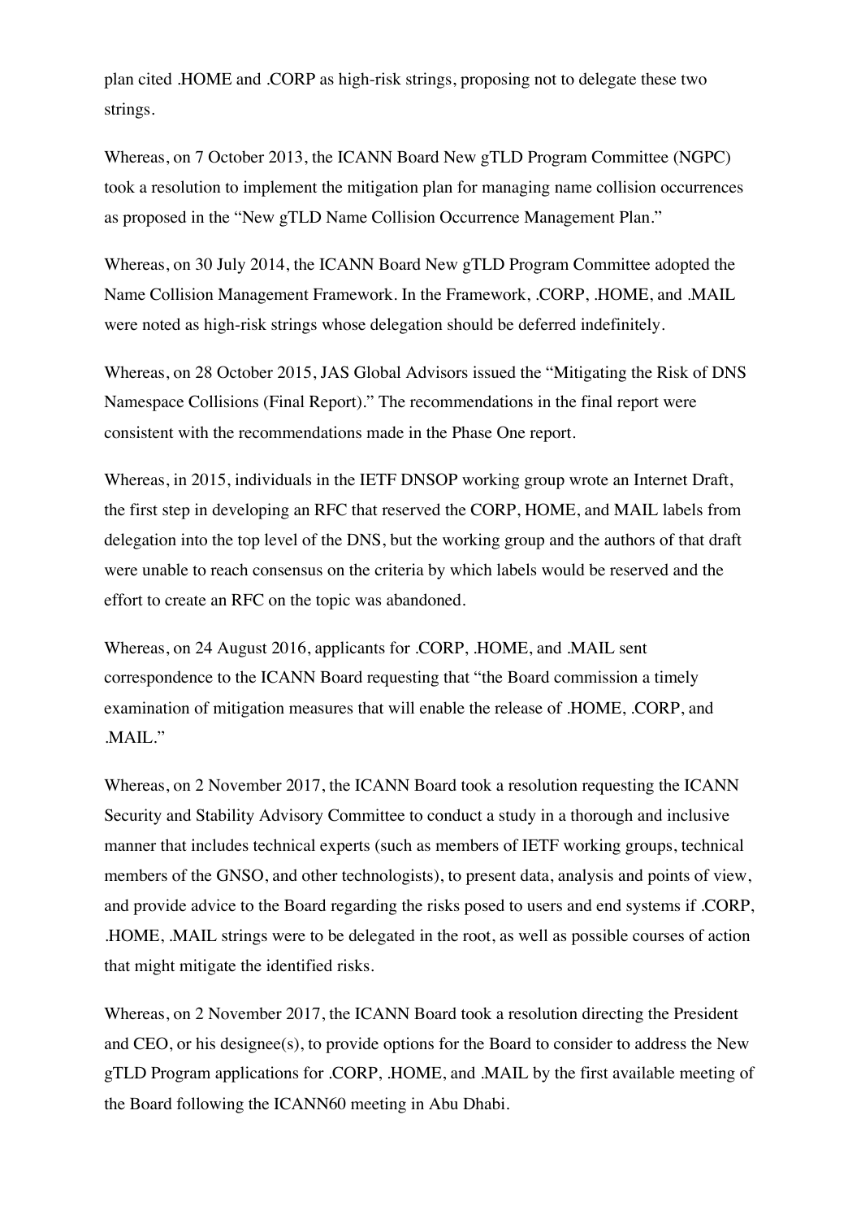plan cited .HOME and .CORP as high-risk strings, proposing not to delegate these two strings.

Whereas, on 7 October 2013, the ICANN Board New gTLD Program Committee (NGPC) took a resolution to implement the mitigation plan for managing name collision occurrences as proposed in the "New gTLD Name Collision Occurrence Management Plan."

Whereas, on 30 July 2014, the ICANN Board New gTLD Program Committee adopted the Name Collision Management Framework. In the Framework, .CORP, .HOME, and .MAIL were noted as high-risk strings whose delegation should be deferred indefinitely.

Whereas, on 28 October 2015, JAS Global Advisors issued the "Mitigating the Risk of DNS Namespace Collisions (Final Report)." The recommendations in the final report were consistent with the recommendations made in the Phase One report.

Whereas, in 2015, individuals in the IETF DNSOP working group wrote an Internet Draft, the first step in developing an RFC that reserved the CORP, HOME, and MAIL labels from delegation into the top level of the DNS, but the working group and the authors of that draft were unable to reach consensus on the criteria by which labels would be reserved and the effort to create an RFC on the topic was abandoned.

Whereas, on 24 August 2016, applicants for .CORP, .HOME, and .MAIL sent correspondence to the ICANN Board requesting that "the Board commission a timely examination of mitigation measures that will enable the release of .HOME, .CORP, and .MAIL."

Whereas, on 2 November 2017, the ICANN Board took a resolution requesting the ICANN Security and Stability Advisory Committee to conduct a study in a thorough and inclusive manner that includes technical experts (such as members of IETF working groups, technical members of the GNSO, and other technologists), to present data, analysis and points of view, and provide advice to the Board regarding the risks posed to users and end systems if .CORP, .HOME, .MAIL strings were to be delegated in the root, as well as possible courses of action that might mitigate the identified risks.

Whereas, on 2 November 2017, the ICANN Board took a resolution directing the President and CEO, or his designee(s), to provide options for the Board to consider to address the New gTLD Program applications for .CORP, .HOME, and .MAIL by the first available meeting of the Board following the ICANN60 meeting in Abu Dhabi.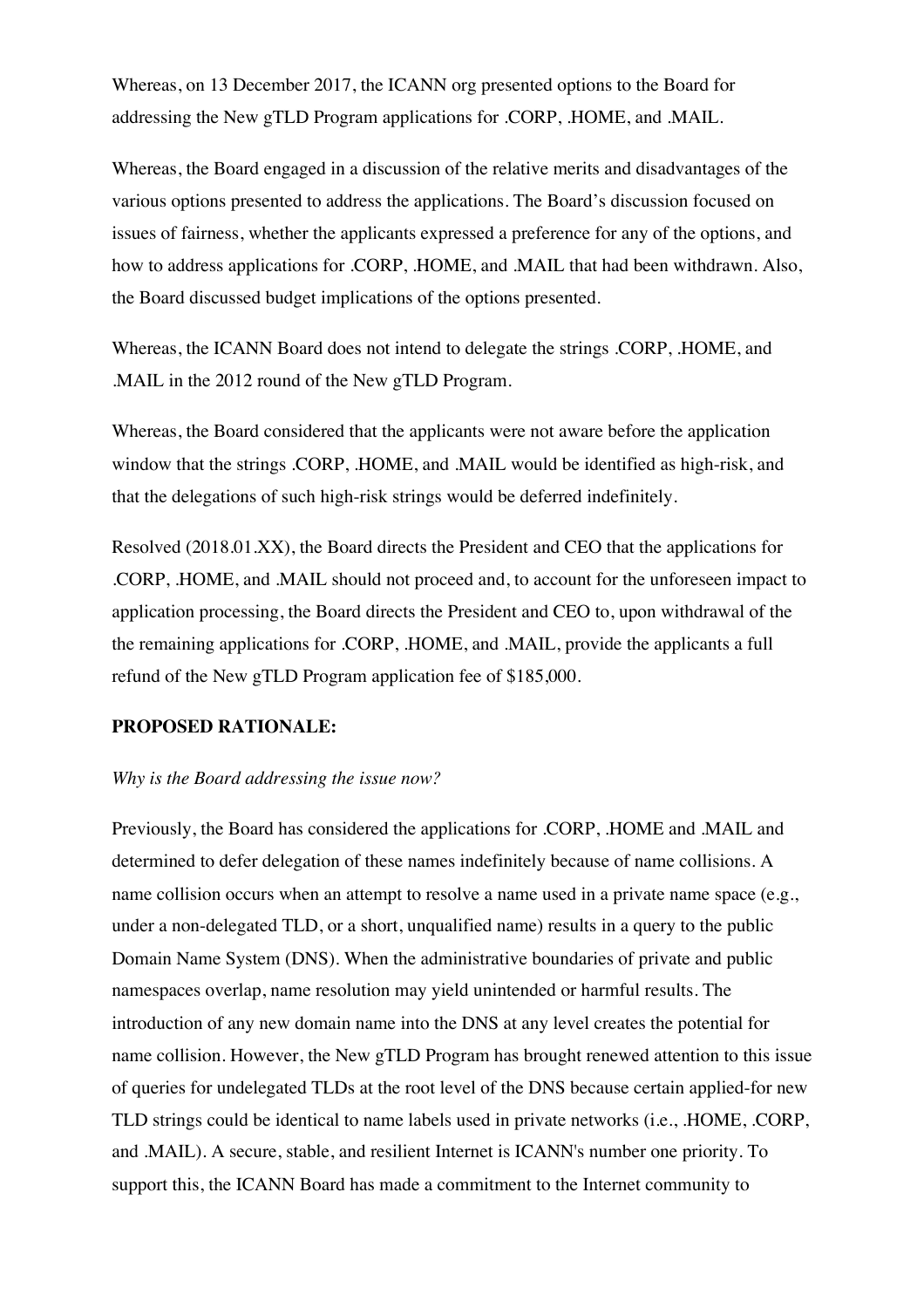Whereas, on 13 December 2017, the ICANN org presented options to the Board for addressing the New gTLD Program applications for .CORP, .HOME, and .MAIL.

Whereas, the Board engaged in a discussion of the relative merits and disadvantages of the various options presented to address the applications. The Board's discussion focused on issues of fairness, whether the applicants expressed a preference for any of the options, and how to address applications for .CORP, .HOME, and .MAIL that had been withdrawn. Also, the Board discussed budget implications of the options presented.

Whereas, the ICANN Board does not intend to delegate the strings .CORP, .HOME, and .MAIL in the 2012 round of the New gTLD Program.

Whereas, the Board considered that the applicants were not aware before the application window that the strings .CORP, .HOME, and .MAIL would be identified as high-risk, and that the delegations of such high-risk strings would be deferred indefinitely.

Resolved (2018.01.XX), the Board directs the President and CEO that the applications for .CORP, .HOME, and .MAIL should not proceed and, to account for the unforeseen impact to application processing, the Board directs the President and CEO to, upon withdrawal of the the remaining applications for .CORP, .HOME, and .MAIL, provide the applicants a full refund of the New gTLD Program application fee of $185,000.

**PROPOSED RATIONALE:**

*Why is the Board addressing the issue now?*

Previously, the Board has considered the applications for .CORP, .HOME and .MAIL and determined to defer delegation of these names indefinitely because of name collisions. A name collision occurs when an attempt to resolve a name used in a private name space (e.g., under a non-delegated TLD, or a short, unqualified name) results in a query to the public Domain Name System (DNS). When the administrative boundaries of private and public namespaces overlap, name resolution may yield unintended or harmful results. The introduction of any new domain name into the DNS at any level creates the potential for name collision. However, the New gTLD Program has brought renewed attention to this issue of queries for undelegated TLDs at the root level of the DNS because certain applied-for new TLD strings could be identical to name labels used in private networks (i.e., .HOME, .CORP, and .MAIL). A secure, stable, and resilient Internet is ICANN's number one priority. To support this, the ICANN Board has made a commitment to the Internet community to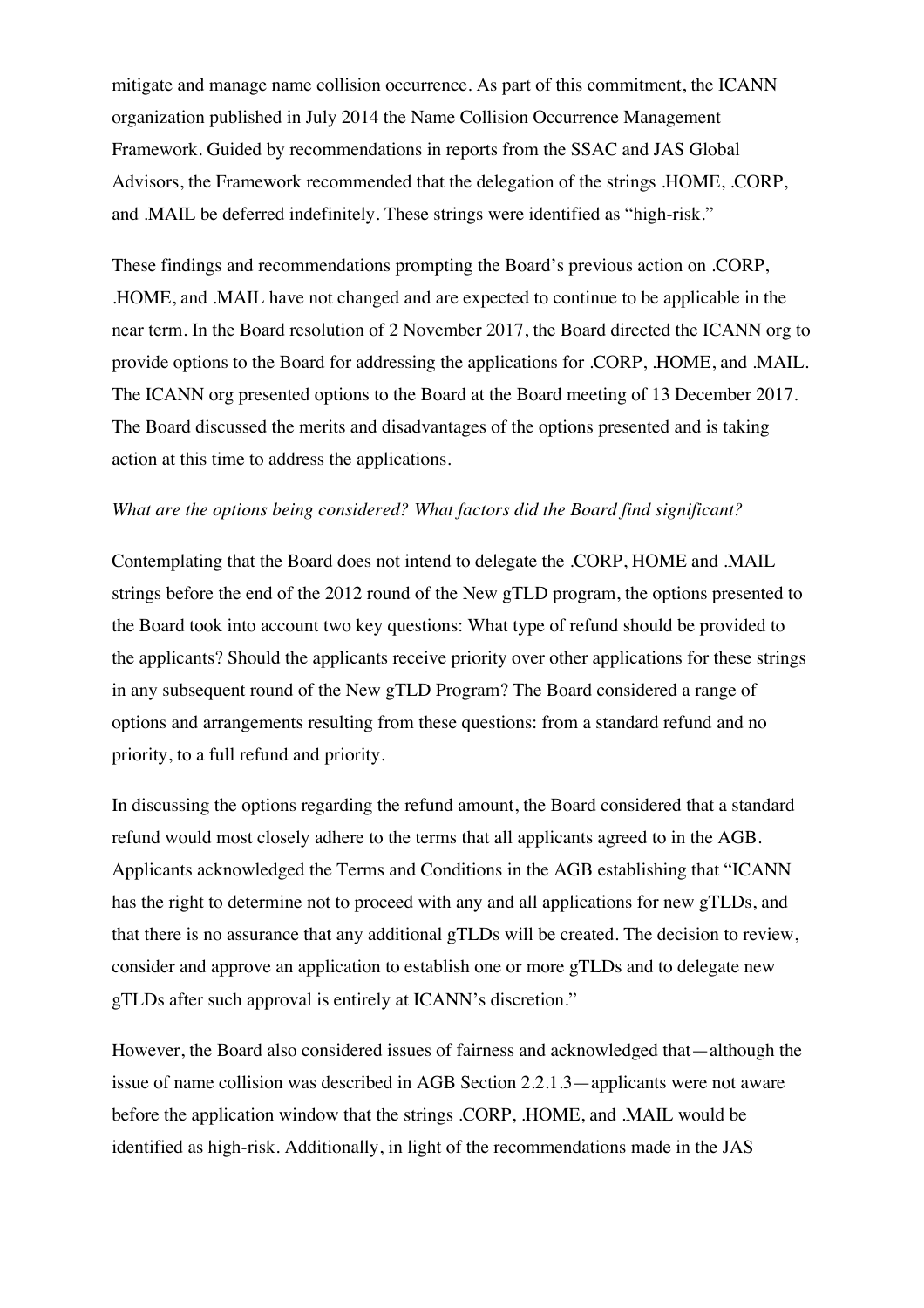mitigate and manage name collision occurrence. As part of this commitment, the ICANN organization published in July 2014 the Name Collision Occurrence Management Framework. Guided by recommendations in reports from the SSAC and JAS Global Advisors, the Framework recommended that the delegation of the strings .HOME, .CORP, and .MAIL be deferred indefinitely. These strings were identified as "high-risk."

These findings and recommendations prompting the Board's previous action on .CORP, .HOME, and .MAIL have not changed and are expected to continue to be applicable in the near term. In the Board resolution of 2 November 2017, the Board directed the ICANN org to provide options to the Board for addressing the applications for .CORP, .HOME, and .MAIL. The ICANN org presented options to the Board at the Board meeting of 13 December 2017. The Board discussed the merits and disadvantages of the options presented and is taking action at this time to address the applications.

*What are the options being considered? What factors did the Board find significant?*

Contemplating that the Board does not intend to delegate the .CORP, HOME and .MAIL strings before the end of the 2012 round of the New gTLD program, the options presented to the Board took into account two key questions: What type of refund should be provided to the applicants? Should the applicants receive priority over other applications for these strings in any subsequent round of the New gTLD Program? The Board considered a range of options and arrangements resulting from these questions: from a standard refund and no priority, to a full refund and priority.

In discussing the options regarding the refund amount, the Board considered that a standard refund would most closely adhere to the terms that all applicants agreed to in the AGB. Applicants acknowledged the Terms and Conditions in the AGB establishing that "ICANN has the right to determine not to proceed with any and all applications for new gTLDs, and that there is no assurance that any additional gTLDs will be created. The decision to review, consider and approve an application to establish one or more gTLDs and to delegate new gTLDs after such approval is entirely at ICANN's discretion."

However, the Board also considered issues of fairness and acknowledged that—although the issue of name collision was described in AGB Section 2.2.1.3—applicants were not aware before the application window that the strings .CORP, .HOME, and .MAIL would be identified as high-risk. Additionally, in light of the recommendations made in the JAS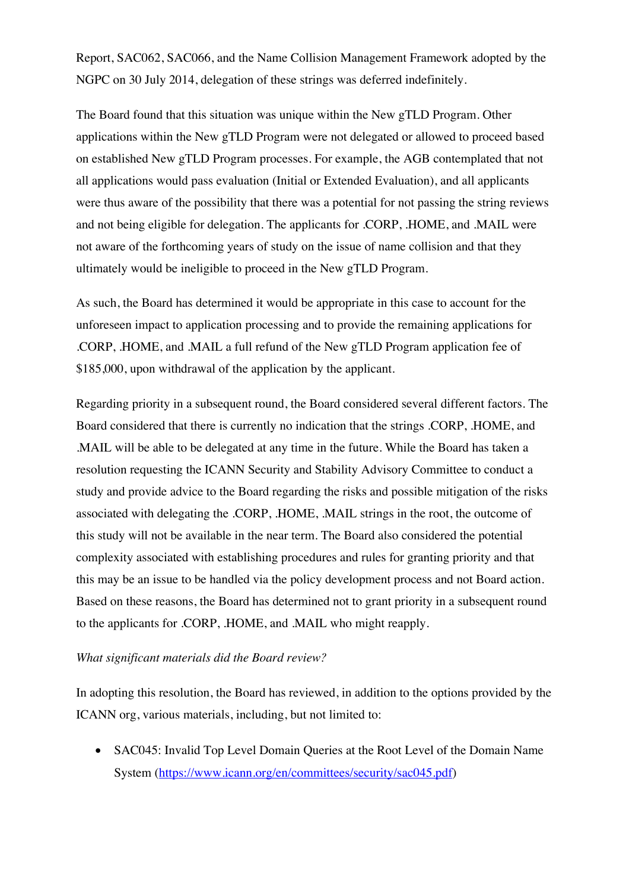Report, SAC062, SAC066, and the Name Collision Management Framework adopted by the NGPC on 30 July 2014, delegation of these strings was deferred indefinitely.

The Board found that this situation was unique within the New gTLD Program. Other applications within the New gTLD Program were not delegated or allowed to proceed based on established New gTLD Program processes. For example, the AGB contemplated that not all applications would pass evaluation (Initial or Extended Evaluation), and all applicants were thus aware of the possibility that there was a potential for not passing the string reviews and not being eligible for delegation. The applicants for .CORP, .HOME, and .MAIL were not aware of the forthcoming years of study on the issue of name collision and that they ultimately would be ineligible to proceed in the New gTLD Program.

As such, the Board has determined it would be appropriate in this case to account for the unforeseen impact to application processing and to provide the remaining applications for .CORP, .HOME, and .MAIL a full refund of the New gTLD Program application fee of $185,000, upon withdrawal of the application by the applicant.

Regarding priority in a subsequent round, the Board considered several different factors. The Board considered that there is currently no indication that the strings .CORP, .HOME, and .MAIL will be able to be delegated at any time in the future. While the Board has taken a resolution requesting the ICANN Security and Stability Advisory Committee to conduct a study and provide advice to the Board regarding the risks and possible mitigation of the risks associated with delegating the .CORP, .HOME, .MAIL strings in the root, the outcome of this study will not be available in the near term. The Board also considered the potential complexity associated with establishing procedures and rules for granting priority and that this may be an issue to be handled via the policy development process and not Board action. Based on these reasons, the Board has determined not to grant priority in a subsequent round to the applicants for .CORP, .HOME, and .MAIL who might reapply.

*What significant materials did the Board review?*

In adopting this resolution, the Board has reviewed, in addition to the options provided by the ICANN org, various materials, including, but not limited to:

- SAC045: Invalid Top Level Domain Queries at the Root Level of the Domain Name System (https://www.icann.org/en/committees/security/sac045.pdf)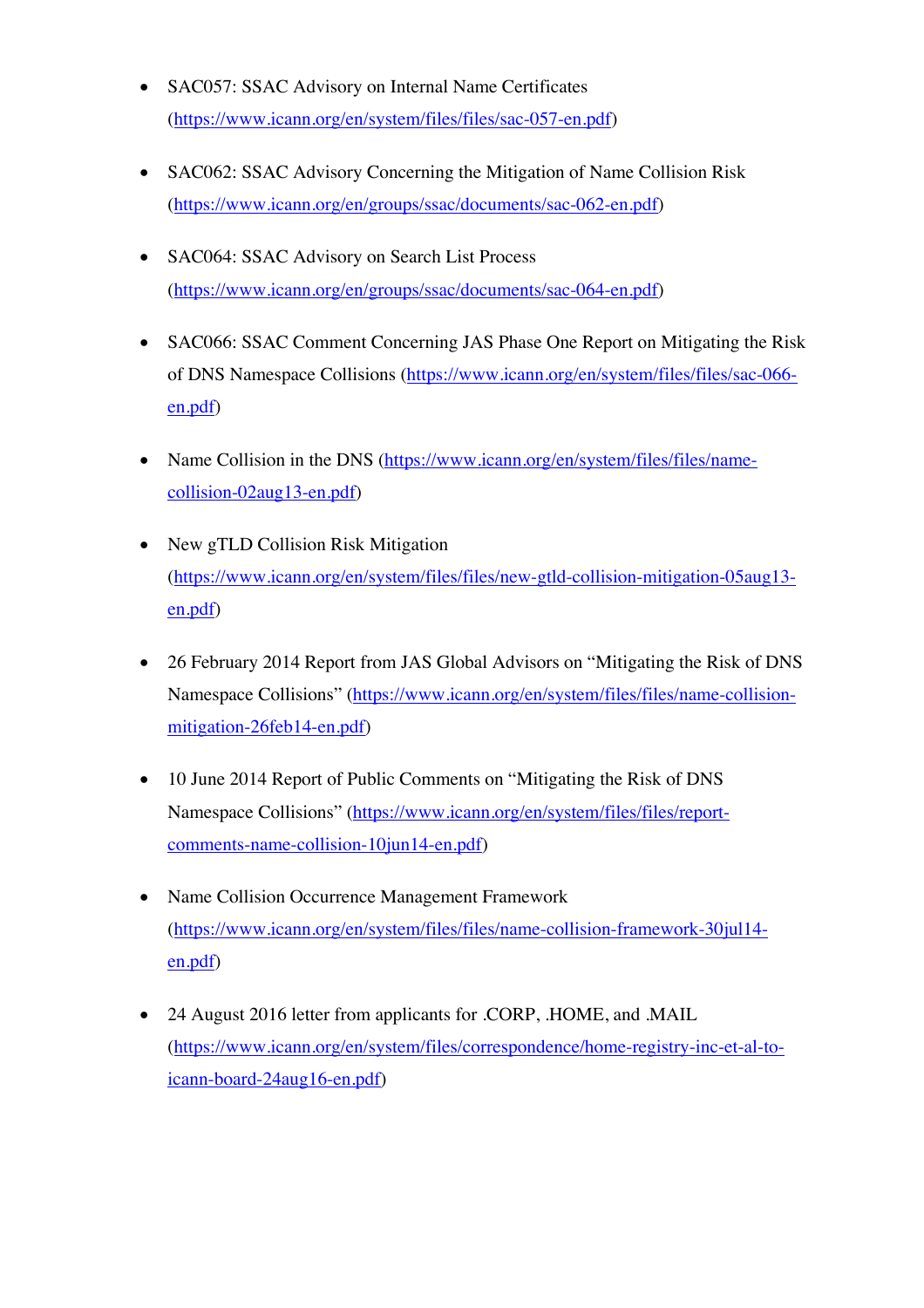- SAC057: SSAC Advisory on Internal Name Certificates (https://www.icann.org/en/system/files/files/sac-057-en.pdf)

- SAC062: SSAC Advisory Concerning the Mitigation of Name Collision Risk (https://www.icann.org/en/groups/ssac/documents/sac-062-en.pdf)

- SAC064: SSAC Advisory on Search List Process (https://www.icann.org/en/groups/ssac/documents/sac-064-en.pdf)

- SAC066: SSAC Comment Concerning JAS Phase One Report on Mitigating the Risk of DNS Namespace Collisions (https://www.icann.org/en/system/files/files/sac-066-en.pdf)

- Name Collision in the DNS (https://www.icann.org/en/system/files/files/name-collision-02aug13-en.pdf)

- New gTLD Collision Risk Mitigation (https://www.icann.org/en/system/files/files/new-gtld-collision-mitigation-05aug13-en.pdf)

- 26 February 2014 Report from JAS Global Advisors on "Mitigating the Risk of DNS Namespace Collisions" (https://www.icann.org/en/system/files/files/name-collision-mitigation-26feb14-en.pdf)

- 10 June 2014 Report of Public Comments on "Mitigating the Risk of DNS Namespace Collisions" (https://www.icann.org/en/system/files/files/report-comments-name-collision-10jun14-en.pdf)

- Name Collision Occurrence Management Framework (https://www.icann.org/en/system/files/files/name-collision-framework-30jul14-en.pdf)

- 24 August 2016 letter from applicants for .CORP, .HOME, and .MAIL (https://www.icann.org/en/system/files/correspondence/home-registry-inc-et-al-to-icann-board-24aug16-en.pdf)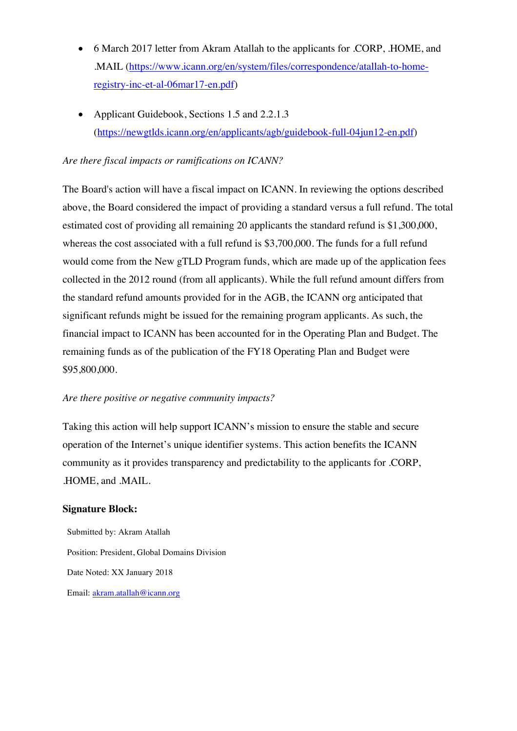- 6 March 2017 letter from Akram Atallah to the applicants for .CORP, .HOME, and .MAIL (https://www.icann.org/en/system/files/correspondence/atallah-to-home-registry-inc-et-al-06mar17-en.pdf)
- Applicant Guidebook, Sections 1.5 and 2.2.1.3 (https://newgtlds.icann.org/en/applicants/agb/guidebook-full-04jun12-en.pdf)

*Are there fiscal impacts or ramifications on ICANN?*

The Board's action will have a fiscal impact on ICANN. In reviewing the options described above, the Board considered the impact of providing a standard versus a full refund. The total estimated cost of providing all remaining 20 applicants the standard refund is $1,300,000, whereas the cost associated with a full refund is $3,700,000. The funds for a full refund would come from the New gTLD Program funds, which are made up of the application fees collected in the 2012 round (from all applicants). While the full refund amount differs from the standard refund amounts provided for in the AGB, the ICANN org anticipated that significant refunds might be issued for the remaining program applicants. As such, the financial impact to ICANN has been accounted for in the Operating Plan and Budget. The remaining funds as of the publication of the FY18 Operating Plan and Budget were $95,800,000.

*Are there positive or negative community impacts?*

Taking this action will help support ICANN's mission to ensure the stable and secure operation of the Internet's unique identifier systems. This action benefits the ICANN community as it provides transparency and predictability to the applicants for .CORP, .HOME, and .MAIL.

**Signature Block:**

Submitted by: Akram Atallah

Position: President, Global Domains Division

Date Noted: XX January 2018

Email: akram.atallah@icann.org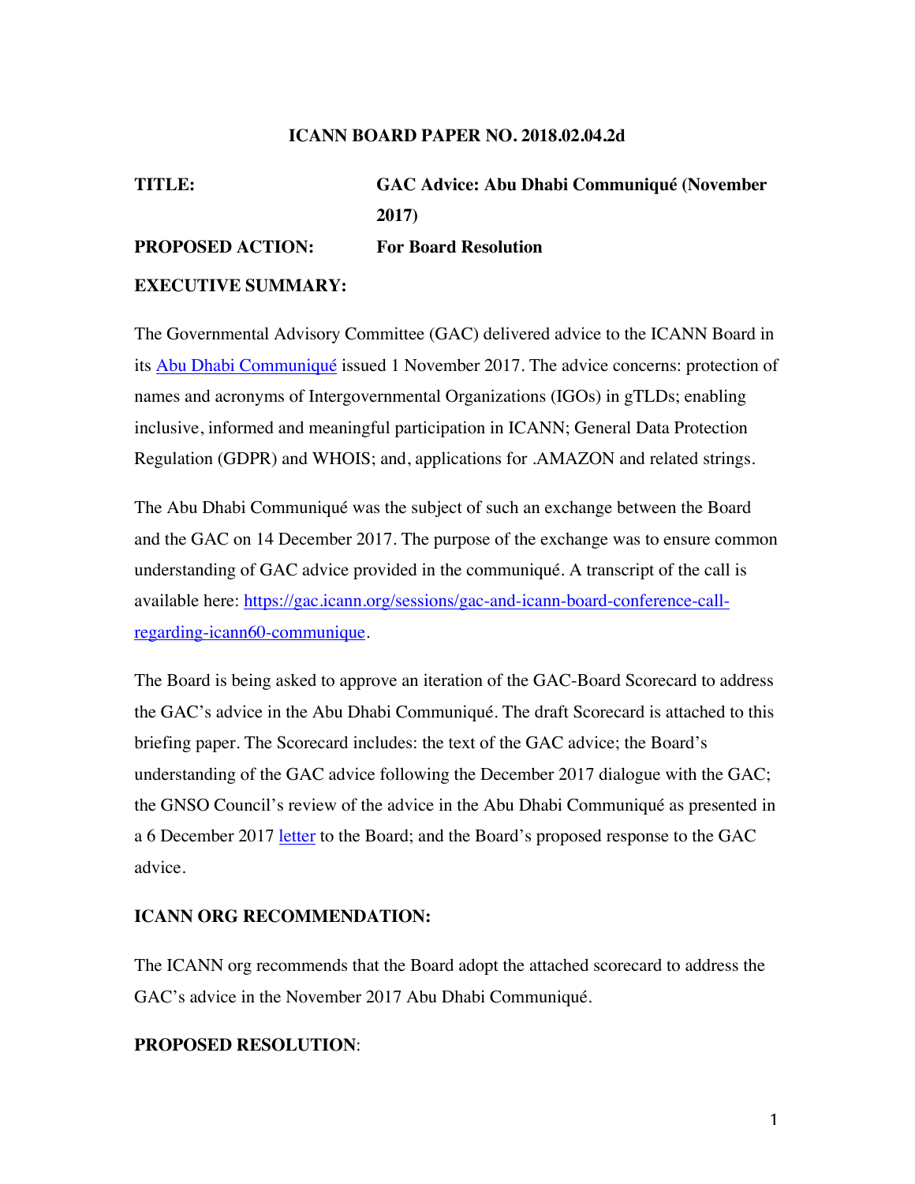**ICANN BOARD PAPER NO. 2018.02.04.2d**

**TITLE:** **GAC Advice: Abu Dhabi Communiqué (November 2017)**

**PROPOSED ACTION:** **For Board Resolution**

**EXECUTIVE SUMMARY:**

The Governmental Advisory Committee (GAC) delivered advice to the ICANN Board in its [Abu Dhabi Communiqué](#) issued 1 November 2017. The advice concerns: protection of names and acronyms of Intergovernmental Organizations (IGOs) in gTLDs; enabling inclusive, informed and meaningful participation in ICANN; General Data Protection Regulation (GDPR) and WHOIS; and, applications for .AMAZON and related strings.

The Abu Dhabi Communiqué was the subject of such an exchange between the Board and the GAC on 14 December 2017. The purpose of the exchange was to ensure common understanding of GAC advice provided in the communiqué. A transcript of the call is available here: [https://gac.icann.org/sessions/gac-and-icann-board-conference-call-regarding-icann60-communique](https://gac.icann.org/sessions/gac-and-icann-board-conference-call-regarding-icann60-communique).

The Board is being asked to approve an iteration of the GAC-Board Scorecard to address the GAC's advice in the Abu Dhabi Communiqué. The draft Scorecard is attached to this briefing paper. The Scorecard includes: the text of the GAC advice; the Board's understanding of the GAC advice following the December 2017 dialogue with the GAC; the GNSO Council's review of the advice in the Abu Dhabi Communiqué as presented in a 6 December 2017 [letter](#) to the Board; and the Board's proposed response to the GAC advice.

**ICANN ORG RECOMMENDATION:**

The ICANN org recommends that the Board adopt the attached scorecard to address the GAC's advice in the November 2017 Abu Dhabi Communiqué.

**PROPOSED RESOLUTION**: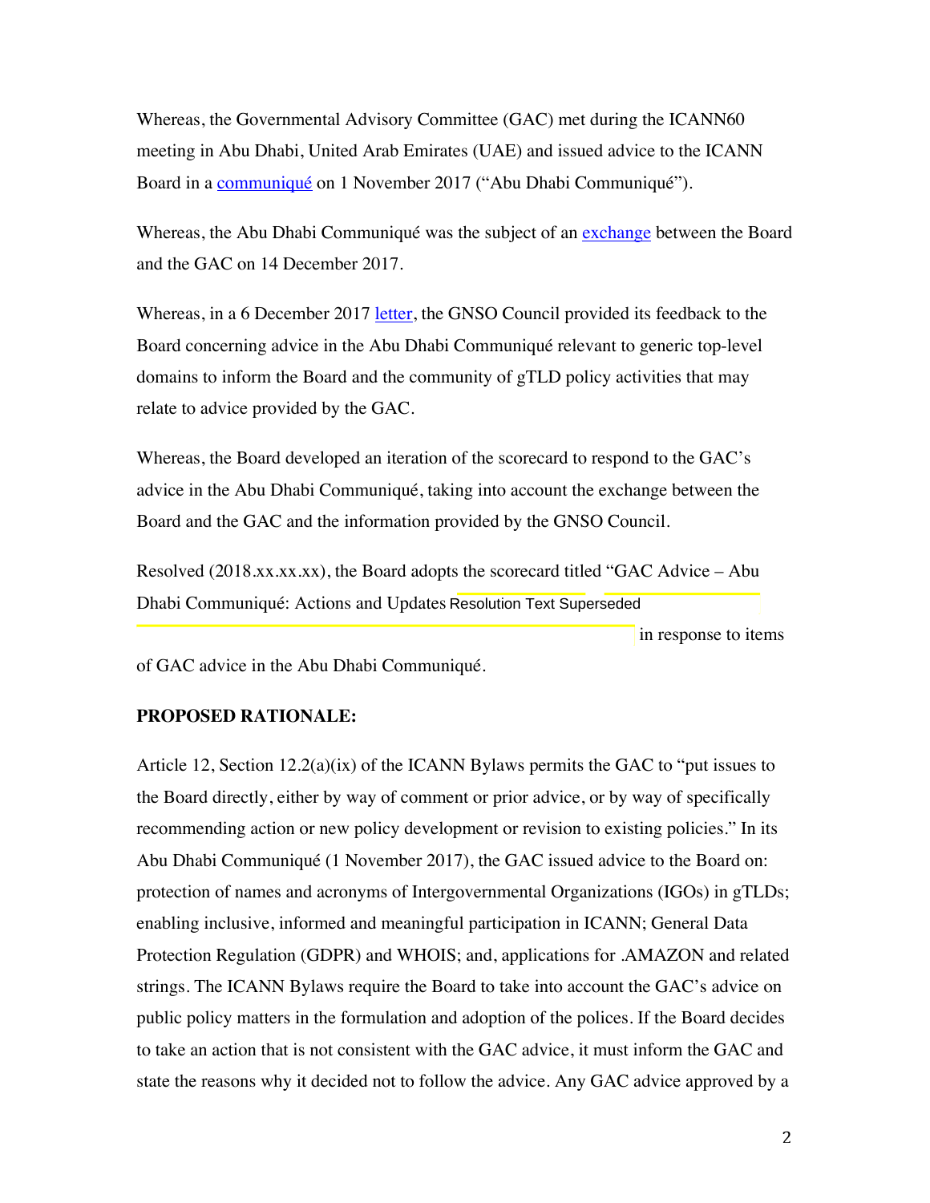Whereas, the Governmental Advisory Committee (GAC) met during the ICANN60 meeting in Abu Dhabi, United Arab Emirates (UAE) and issued advice to the ICANN Board in a communiqué on 1 November 2017 ("Abu Dhabi Communiqué").

Whereas, the Abu Dhabi Communiqué was the subject of an exchange between the Board and the GAC on 14 December 2017.

Whereas, in a 6 December 2017 letter, the GNSO Council provided its feedback to the Board concerning advice in the Abu Dhabi Communiqué relevant to generic top-level domains to inform the Board and the community of gTLD policy activities that may relate to advice provided by the GAC.

Whereas, the Board developed an iteration of the scorecard to respond to the GAC's advice in the Abu Dhabi Communiqué, taking into account the exchange between the Board and the GAC and the information provided by the GNSO Council.

Resolved (2018.xx.xx.xx), the Board adopts the scorecard titled "GAC Advice – Abu Dhabi Communiqué: Actions and Updates Resolution Text Superseded in response to items of GAC advice in the Abu Dhabi Communiqué.

**PROPOSED RATIONALE:**

Article 12, Section 12.2(a)(ix) of the ICANN Bylaws permits the GAC to "put issues to the Board directly, either by way of comment or prior advice, or by way of specifically recommending action or new policy development or revision to existing policies." In its Abu Dhabi Communiqué (1 November 2017), the GAC issued advice to the Board on: protection of names and acronyms of Intergovernmental Organizations (IGOs) in gTLDs; enabling inclusive, informed and meaningful participation in ICANN; General Data Protection Regulation (GDPR) and WHOIS; and, applications for .AMAZON and related strings. The ICANN Bylaws require the Board to take into account the GAC's advice on public policy matters in the formulation and adoption of the polices. If the Board decides to take an action that is not consistent with the GAC advice, it must inform the GAC and state the reasons why it decided not to follow the advice. Any GAC advice approved by a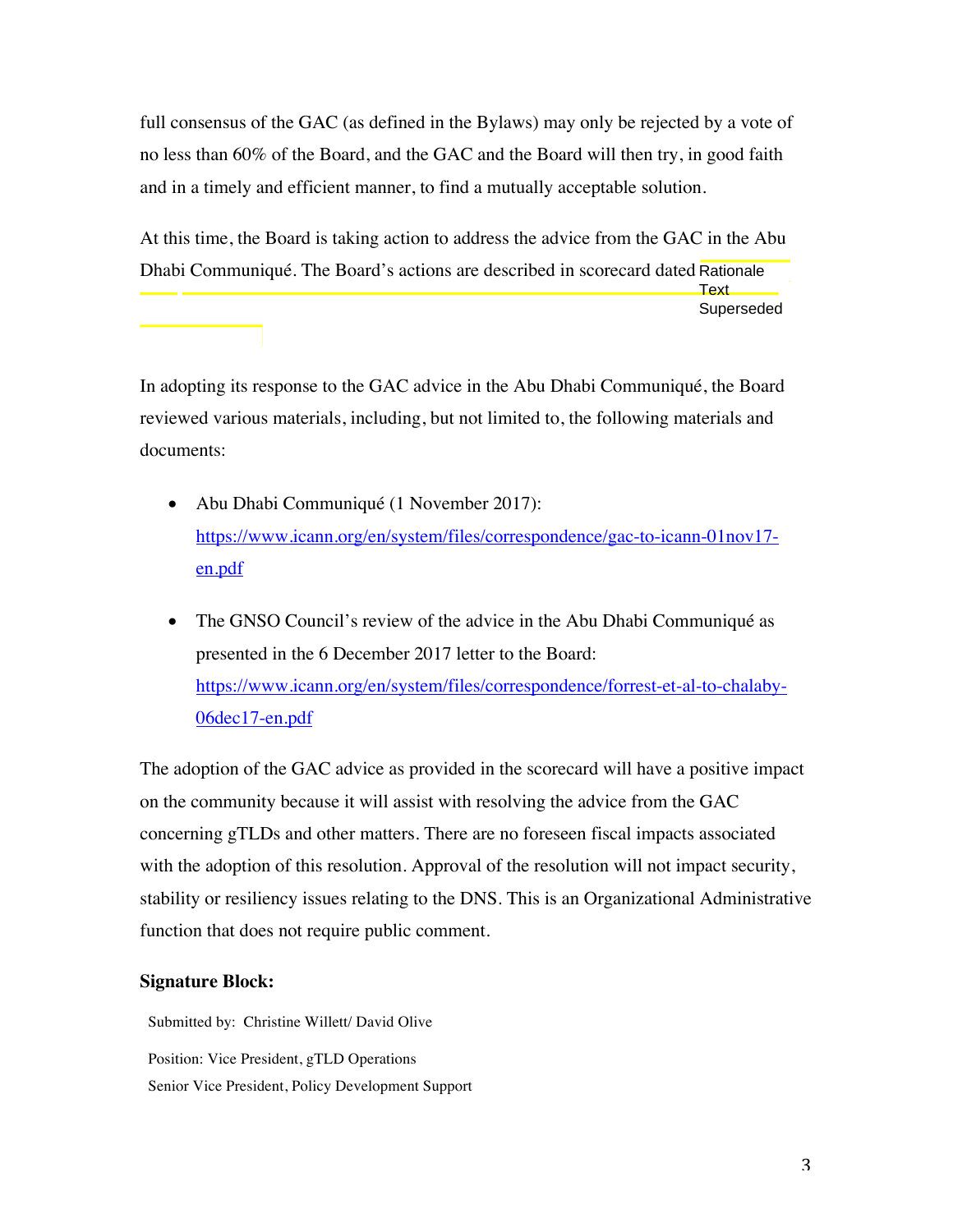full consensus of the GAC (as defined in the Bylaws) may only be rejected by a vote of no less than 60% of the Board, and the GAC and the Board will then try, in good faith and in a timely and efficient manner, to find a mutually acceptable solution.

At this time, the Board is taking action to address the advice from the GAC in the Abu Dhabi Communiqué. The Board's actions are described in scorecard dated Rationale Text Superseded

In adopting its response to the GAC advice in the Abu Dhabi Communiqué, the Board reviewed various materials, including, but not limited to, the following materials and documents:

- Abu Dhabi Communiqué (1 November 2017): https://www.icann.org/en/system/files/correspondence/gac-to-icann-01nov17-en.pdf

- The GNSO Council's review of the advice in the Abu Dhabi Communiqué as presented in the 6 December 2017 letter to the Board: https://www.icann.org/en/system/files/correspondence/forrest-et-al-to-chalaby-06dec17-en.pdf

The adoption of the GAC advice as provided in the scorecard will have a positive impact on the community because it will assist with resolving the advice from the GAC concerning gTLDs and other matters. There are no foreseen fiscal impacts associated with the adoption of this resolution. Approval of the resolution will not impact security, stability or resiliency issues relating to the DNS. This is an Organizational Administrative function that does not require public comment.

**Signature Block:**

Submitted by: Christine Willett/ David Olive

Position: Vice President, gTLD Operations
Senior Vice President, Policy Development Support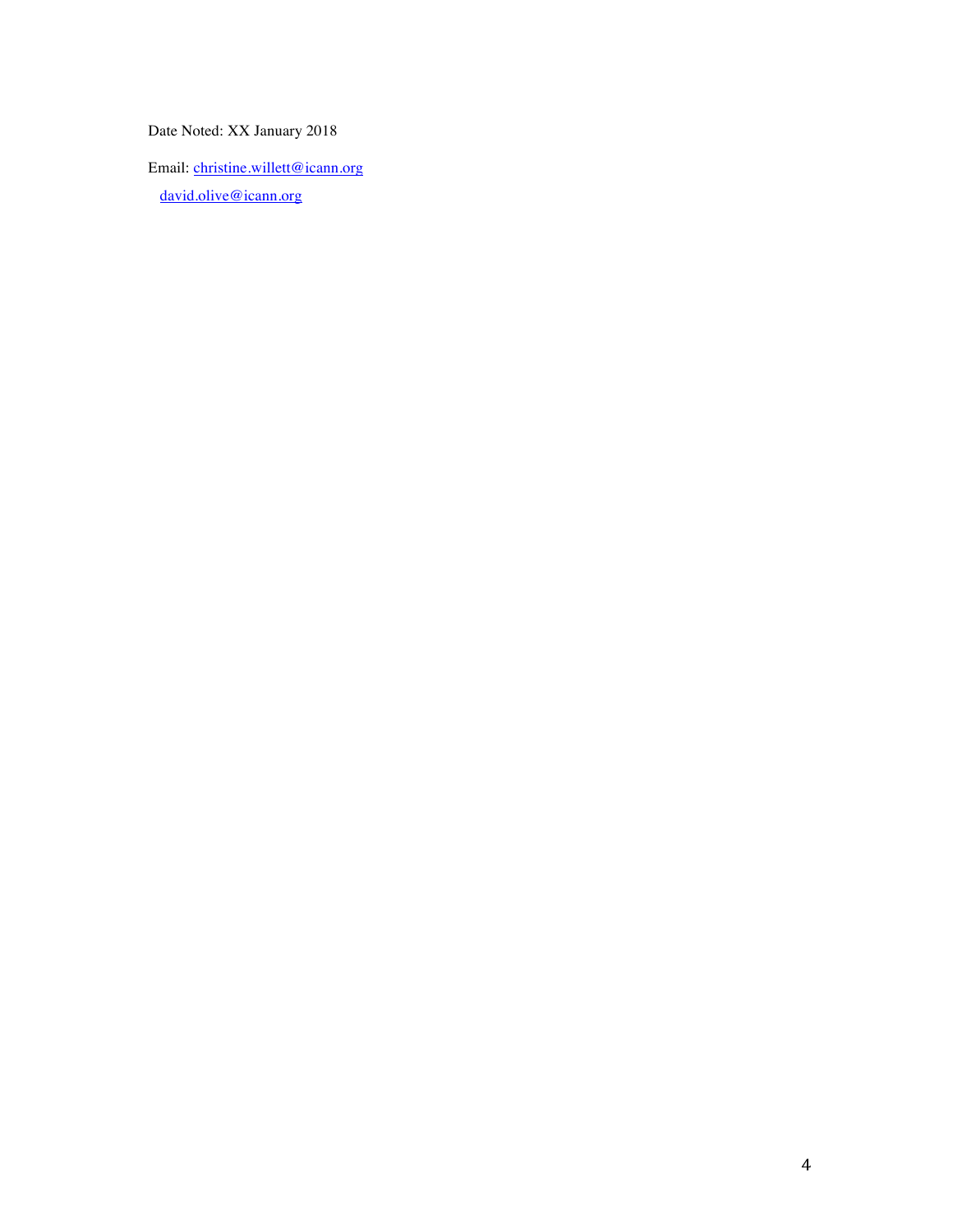Date Noted: XX January 2018

Email: christine.willett@icann.org
david.olive@icann.org